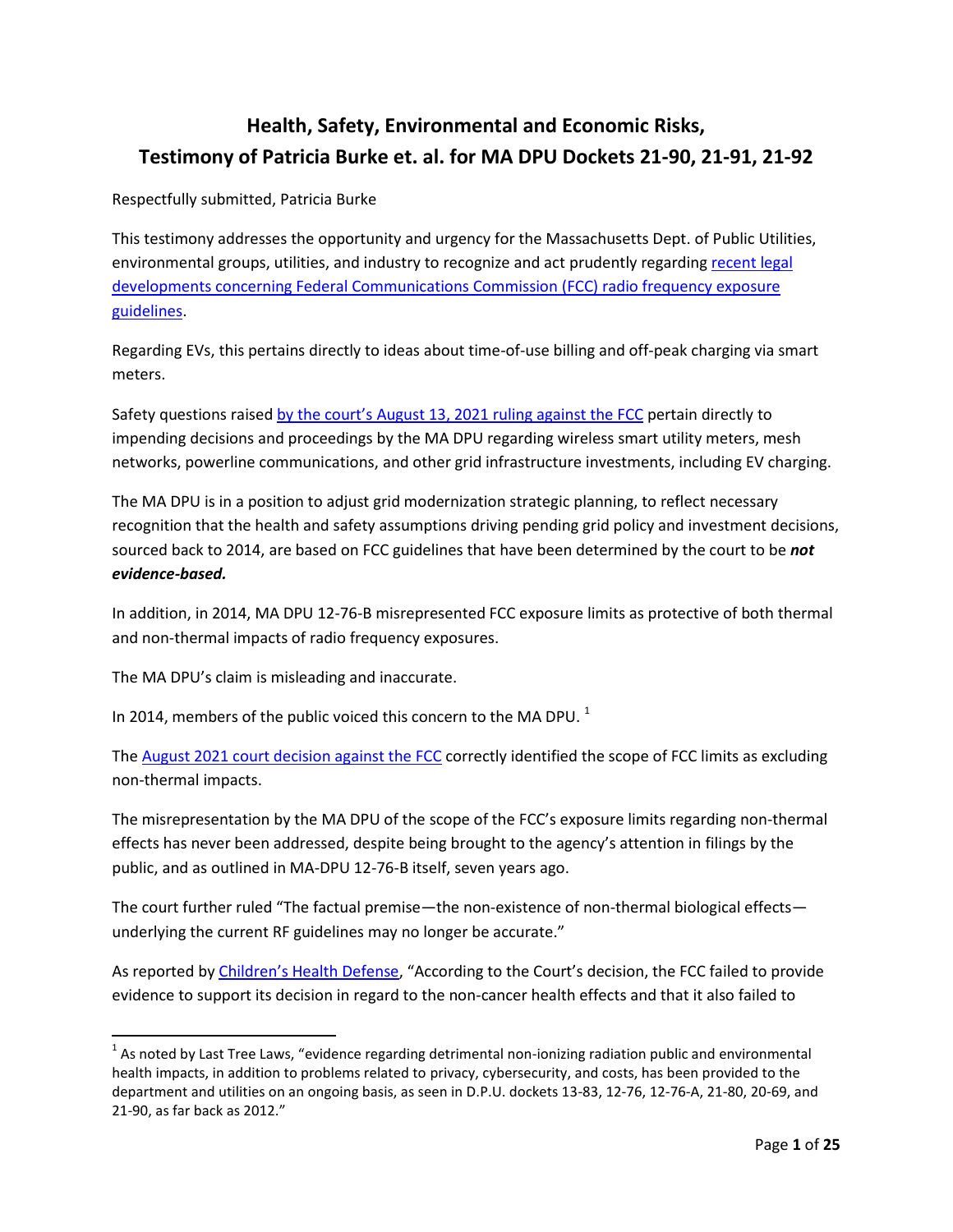# Health, Safety, Environmental and Economic Risks, Testimony of Patricia Burke et. al. for MA DPU Dockets 21-90, 21-91, 21-92

Respectfully submitted, Patricia Burke

This testimony addresses the opportunity and urgency for the Massachusetts Dept. of Public Utilities, environmental groups, utilities, and industry to recognize and act prudently regarding recent legal developments concerning Federal Communications Commission (FCC) radio frequency exposure guidelines.

Regarding EVs, this pertains directly to ideas about time-of-use billing and off-peak charging via smart meters.

Safety questions raised by the court's August 13, 2021 ruling against the FCC pertain directly to impending decisions and proceedings by the MA DPU regarding wireless smart utility meters, mesh networks, powerline communications, and other grid infrastructure investments, including EV charging.

The MA DPU is in a position to adjust grid modernization strategic planning, to reflect necessary recognition that the health and safety assumptions driving pending grid policy and investment decisions, sourced back to 2014, are based on FCC guidelines that have been determined by the court to be ***not evidence-based.***

In addition, in 2014, MA DPU 12-76-B misrepresented FCC exposure limits as protective of both thermal and non-thermal impacts of radio frequency exposures.

The MA DPU's claim is misleading and inaccurate.

In 2014, members of the public voiced this concern to the MA DPU. [1]

The August 2021 court decision against the FCC correctly identified the scope of FCC limits as excluding non-thermal impacts.

The misrepresentation by the MA DPU of the scope of the FCC's exposure limits regarding non-thermal effects has never been addressed, despite being brought to the agency's attention in filings by the public, and as outlined in MA-DPU 12-76-B itself, seven years ago.

The court further ruled "The factual premise—the non-existence of non-thermal biological effects—underlying the current RF guidelines may no longer be accurate."

As reported by Children's Health Defense, "According to the Court's decision, the FCC failed to provide evidence to support its decision in regard to the non-cancer health effects and that it also failed to

[1] As noted by Last Tree Laws, "evidence regarding detrimental non-ionizing radiation public and environmental health impacts, in addition to problems related to privacy, cybersecurity, and costs, has been provided to the department and utilities on an ongoing basis, as seen in D.P.U. dockets 13-83, 12-76, 12-76-A, 21-80, 20-69, and 21-90, as far back as 2012."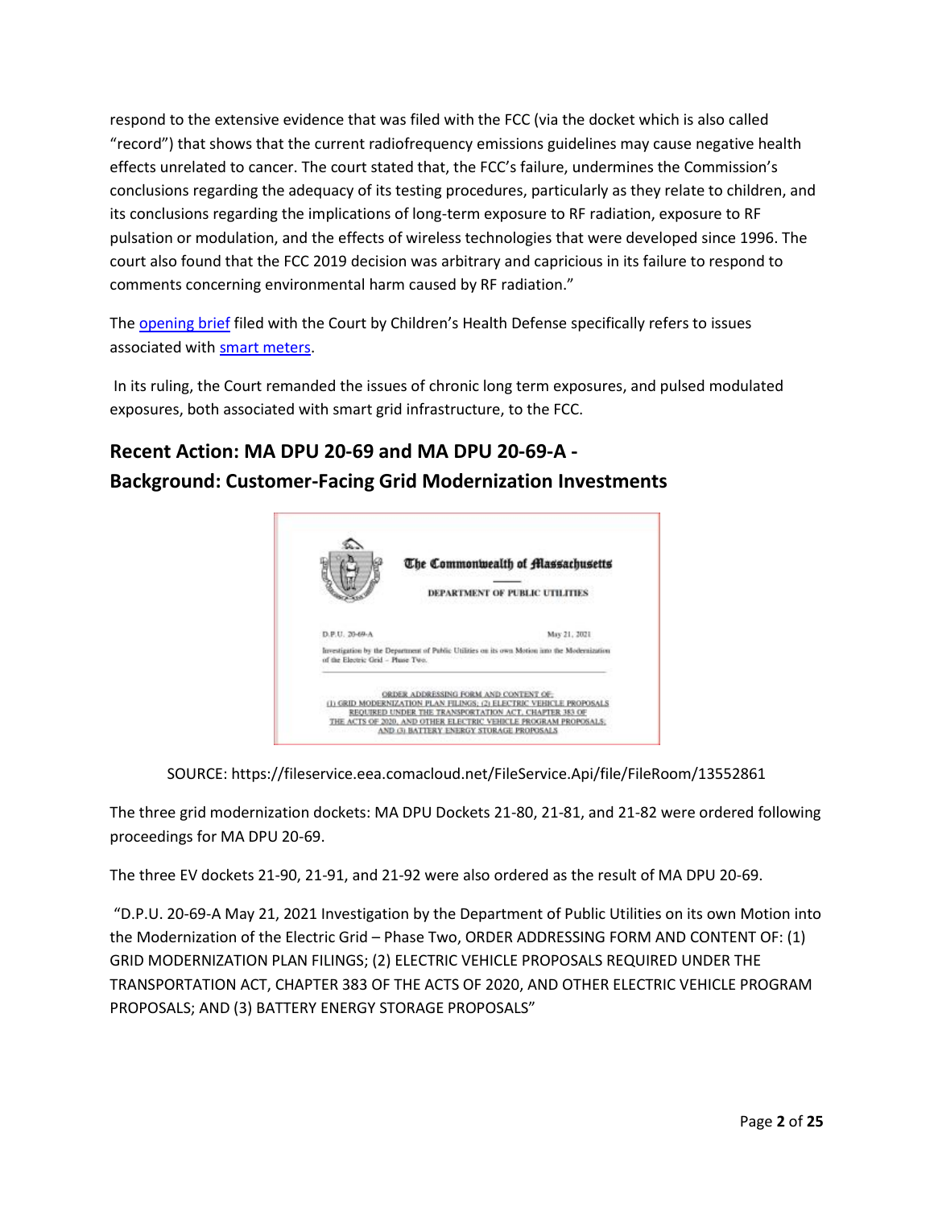respond to the extensive evidence that was filed with the FCC (via the docket which is also called “record”) that shows that the current radiofrequency emissions guidelines may cause negative health effects unrelated to cancer. The court stated that, the FCC’s failure, undermines the Commission’s conclusions regarding the adequacy of its testing procedures, particularly as they relate to children, and its conclusions regarding the implications of long-term exposure to RF radiation, exposure to RF pulsation or modulation, and the effects of wireless technologies that were developed since 1996. The court also found that the FCC 2019 decision was arbitrary and capricious in its failure to respond to comments concerning environmental harm caused by RF radiation.”

The opening brief filed with the Court by Children’s Health Defense specifically refers to issues associated with smart meters.

In its ruling, the Court remanded the issues of chronic long term exposures, and pulsed modulated exposures, both associated with smart grid infrastructure, to the FCC.

## Recent Action: MA DPU 20-69 and MA DPU 20-69-A - Background: Customer-Facing Grid Modernization Investments

The Commonwealth of Massachusetts

DEPARTMENT OF PUBLIC UTILITIES

D.P.U. 20-69-A May 21, 2021

Investigation by the Department of Public Utilities on its own Motion into the Modernization of the Electric Grid – Phase Two.

ORDER ADDRESSING FORM AND CONTENT OF: (1) GRID MODERNIZATION PLAN FILINGS; (2) ELECTRIC VEHICLE PROPOSALS REQUIRED UNDER THE TRANSPORTATION ACT, CHAPTER 383 OF THE ACTS OF 2020, AND OTHER ELECTRIC VEHICLE PROGRAM PROPOSALS; AND (3) BATTERY ENERGY STORAGE PROPOSALS

SOURCE: https://fileservice.eea.comacloud.net/FileService.Api/file/FileRoom/13552861

The three grid modernization dockets: MA DPU Dockets 21-80, 21-81, and 21-82 were ordered following proceedings for MA DPU 20-69.

The three EV dockets 21-90, 21-91, and 21-92 were also ordered as the result of MA DPU 20-69.

“D.P.U. 20-69-A May 21, 2021 Investigation by the Department of Public Utilities on its own Motion into the Modernization of the Electric Grid – Phase Two, ORDER ADDRESSING FORM AND CONTENT OF: (1) GRID MODERNIZATION PLAN FILINGS; (2) ELECTRIC VEHICLE PROPOSALS REQUIRED UNDER THE TRANSPORTATION ACT, CHAPTER 383 OF THE ACTS OF 2020, AND OTHER ELECTRIC VEHICLE PROGRAM PROPOSALS; AND (3) BATTERY ENERGY STORAGE PROPOSALS”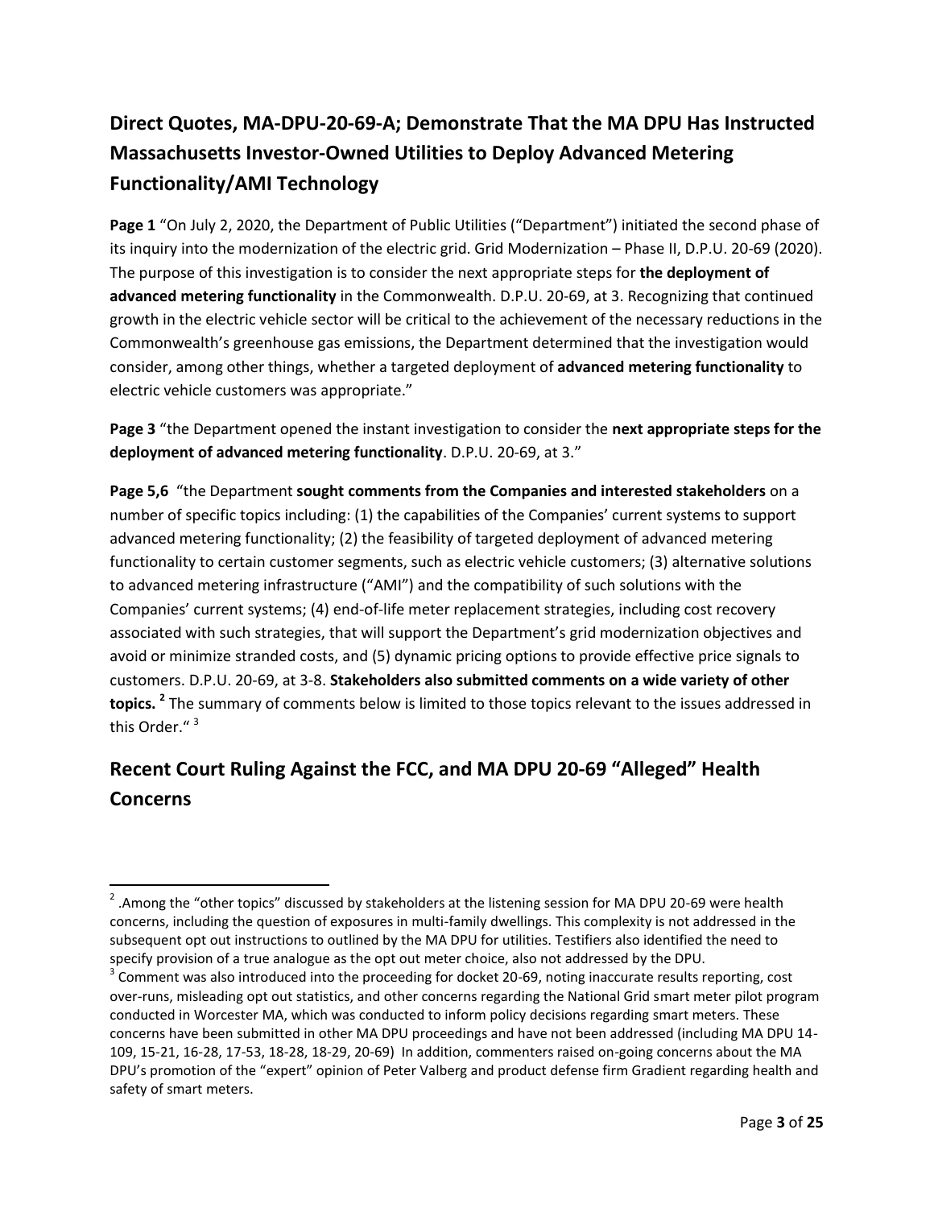## Direct Quotes, MA-DPU-20-69-A; Demonstrate That the MA DPU Has Instructed Massachusetts Investor-Owned Utilities to Deploy Advanced Metering Functionality/AMI Technology

**Page 1** "On July 2, 2020, the Department of Public Utilities ("Department") initiated the second phase of its inquiry into the modernization of the electric grid. Grid Modernization – Phase II, D.P.U. 20-69 (2020). The purpose of this investigation is to consider the next appropriate steps for **the deployment of advanced metering functionality** in the Commonwealth. D.P.U. 20-69, at 3. Recognizing that continued growth in the electric vehicle sector will be critical to the achievement of the necessary reductions in the Commonwealth's greenhouse gas emissions, the Department determined that the investigation would consider, among other things, whether a targeted deployment of **advanced metering functionality** to electric vehicle customers was appropriate."

**Page 3** "the Department opened the instant investigation to consider the **next appropriate steps for the deployment of advanced metering functionality**. D.P.U. 20-69, at 3."

**Page 5,6** "the Department **sought comments from the Companies and interested stakeholders** on a number of specific topics including: (1) the capabilities of the Companies' current systems to support advanced metering functionality; (2) the feasibility of targeted deployment of advanced metering functionality to certain customer segments, such as electric vehicle customers; (3) alternative solutions to advanced metering infrastructure ("AMI") and the compatibility of such solutions with the Companies' current systems; (4) end-of-life meter replacement strategies, including cost recovery associated with such strategies, that will support the Department's grid modernization objectives and avoid or minimize stranded costs, and (5) dynamic pricing options to provide effective price signals to customers. D.P.U. 20-69, at 3-8. **Stakeholders also submitted comments on a wide variety of other topics.** [2] The summary of comments below is limited to those topics relevant to the issues addressed in this Order." [3]

## Recent Court Ruling Against the FCC, and MA DPU 20-69 "Alleged" Health Concerns

---

[2] .Among the "other topics" discussed by stakeholders at the listening session for MA DPU 20-69 were health concerns, including the question of exposures in multi-family dwellings. This complexity is not addressed in the subsequent opt out instructions to outlined by the MA DPU for utilities. Testifiers also identified the need to specify provision of a true analogue as the opt out meter choice, also not addressed by the DPU.

[3] Comment was also introduced into the proceeding for docket 20-69, noting inaccurate results reporting, cost over-runs, misleading opt out statistics, and other concerns regarding the National Grid smart meter pilot program conducted in Worcester MA, which was conducted to inform policy decisions regarding smart meters. These concerns have been submitted in other MA DPU proceedings and have not been addressed (including MA DPU 14-109, 15-21, 16-28, 17-53, 18-28, 18-29, 20-69) In addition, commenters raised on-going concerns about the MA DPU's promotion of the "expert" opinion of Peter Valberg and product defense firm Gradient regarding health and safety of smart meters.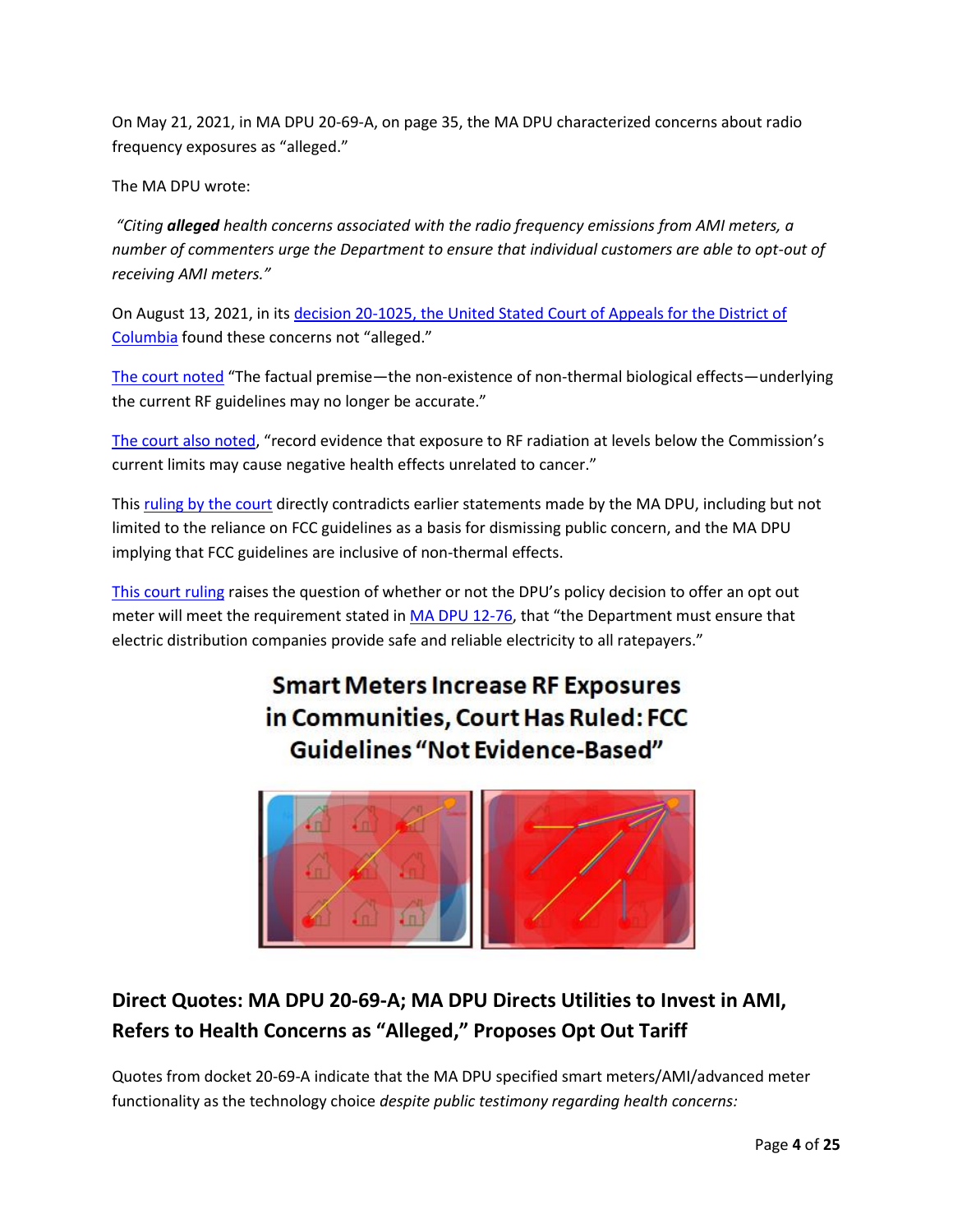On May 21, 2021, in MA DPU 20-69-A, on page 35, the MA DPU characterized concerns about radio frequency exposures as "alleged."

The MA DPU wrote:

*"Citing **alleged** health concerns associated with the radio frequency emissions from AMI meters, a number of commenters urge the Department to ensure that individual customers are able to opt-out of receiving AMI meters."*

On August 13, 2021, in its decision 20-1025, the United Stated Court of Appeals for the District of Columbia found these concerns not "alleged."

The court noted "The factual premise—the non-existence of non-thermal biological effects—underlying the current RF guidelines may no longer be accurate."

The court also noted, "record evidence that exposure to RF radiation at levels below the Commission's current limits may cause negative health effects unrelated to cancer."

This ruling by the court directly contradicts earlier statements made by the MA DPU, including but not limited to the reliance on FCC guidelines as a basis for dismissing public concern, and the MA DPU implying that FCC guidelines are inclusive of non-thermal effects.

This court ruling raises the question of whether or not the DPU's policy decision to offer an opt out meter will meet the requirement stated in MA DPU 12-76, that "the Department must ensure that electric distribution companies provide safe and reliable electricity to all ratepayers."

**Smart Meters Increase RF Exposures in Communities, Court Has Ruled: FCC Guidelines "Not Evidence-Based"**

## Direct Quotes: MA DPU 20-69-A; MA DPU Directs Utilities to Invest in AMI, Refers to Health Concerns as "Alleged," Proposes Opt Out Tariff

Quotes from docket 20-69-A indicate that the MA DPU specified smart meters/AMI/advanced meter functionality as the technology choice *despite public testimony regarding health concerns:*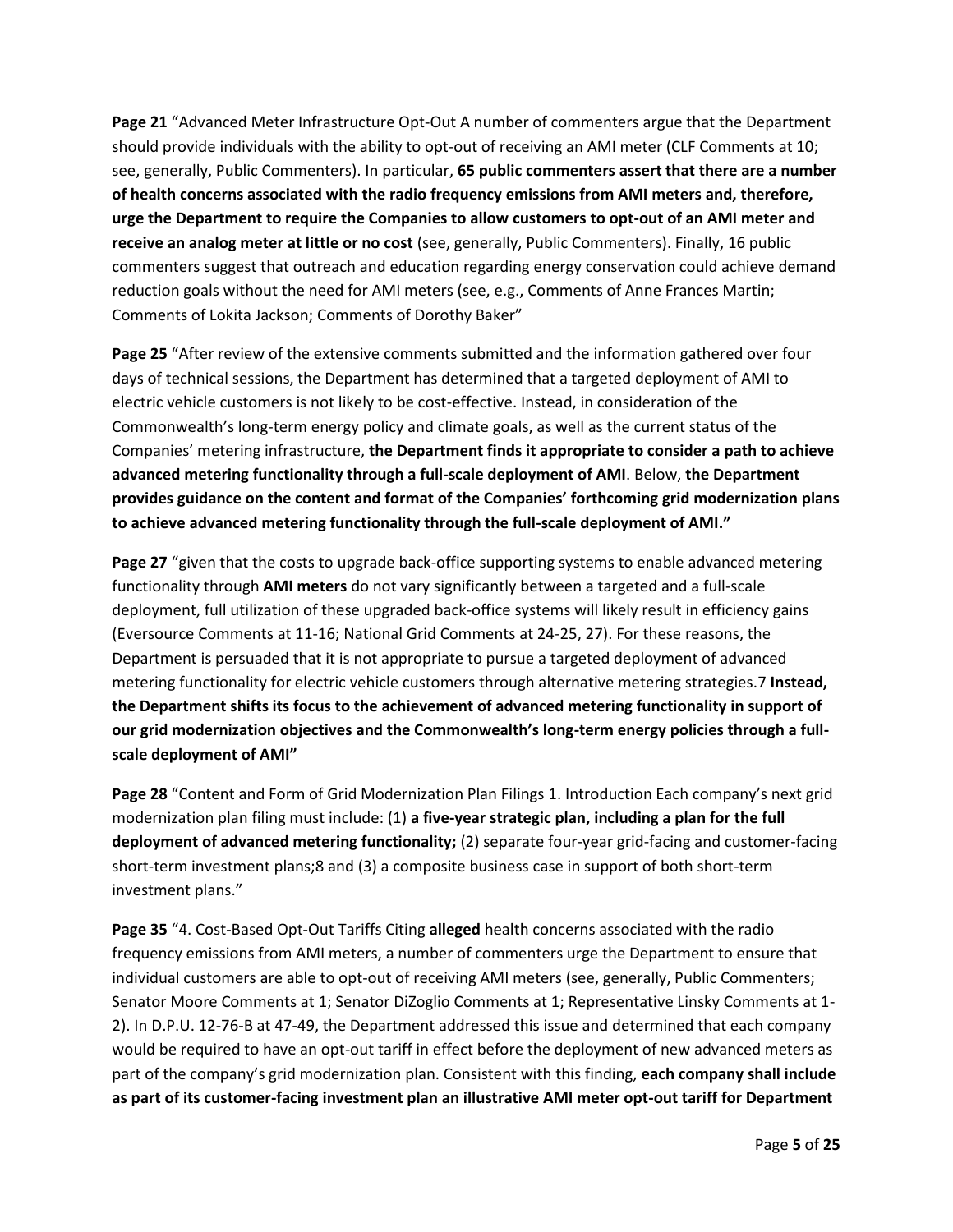**Page 21** "Advanced Meter Infrastructure Opt-Out A number of commenters argue that the Department should provide individuals with the ability to opt-out of receiving an AMI meter (CLF Comments at 10; see, generally, Public Commenters). In particular, **65 public commenters assert that there are a number of health concerns associated with the radio frequency emissions from AMI meters and, therefore, urge the Department to require the Companies to allow customers to opt-out of an AMI meter and receive an analog meter at little or no cost** (see, generally, Public Commenters). Finally, 16 public commenters suggest that outreach and education regarding energy conservation could achieve demand reduction goals without the need for AMI meters (see, e.g., Comments of Anne Frances Martin; Comments of Lokita Jackson; Comments of Dorothy Baker"

**Page 25** "After review of the extensive comments submitted and the information gathered over four days of technical sessions, the Department has determined that a targeted deployment of AMI to electric vehicle customers is not likely to be cost-effective. Instead, in consideration of the Commonwealth's long-term energy policy and climate goals, as well as the current status of the Companies' metering infrastructure, **the Department finds it appropriate to consider a path to achieve advanced metering functionality through a full-scale deployment of AMI**. Below, **the Department provides guidance on the content and format of the Companies' forthcoming grid modernization plans to achieve advanced metering functionality through the full-scale deployment of AMI."**

**Page 27** "given that the costs to upgrade back-office supporting systems to enable advanced metering functionality through **AMI meters** do not vary significantly between a targeted and a full-scale deployment, full utilization of these upgraded back-office systems will likely result in efficiency gains (Eversource Comments at 11-16; National Grid Comments at 24-25, 27). For these reasons, the Department is persuaded that it is not appropriate to pursue a targeted deployment of advanced metering functionality for electric vehicle customers through alternative metering strategies.7 **Instead, the Department shifts its focus to the achievement of advanced metering functionality in support of our grid modernization objectives and the Commonwealth's long-term energy policies through a full-scale deployment of AMI"**

**Page 28** "Content and Form of Grid Modernization Plan Filings 1. Introduction Each company's next grid modernization plan filing must include: (1) **a five-year strategic plan, including a plan for the full deployment of advanced metering functionality;** (2) separate four-year grid-facing and customer-facing short-term investment plans;8 and (3) a composite business case in support of both short-term investment plans."

**Page 35** "4. Cost-Based Opt-Out Tariffs Citing **alleged** health concerns associated with the radio frequency emissions from AMI meters, a number of commenters urge the Department to ensure that individual customers are able to opt-out of receiving AMI meters (see, generally, Public Commenters; Senator Moore Comments at 1; Senator DiZoglio Comments at 1; Representative Linsky Comments at 1-2). In D.P.U. 12-76-B at 47-49, the Department addressed this issue and determined that each company would be required to have an opt-out tariff in effect before the deployment of new advanced meters as part of the company's grid modernization plan. Consistent with this finding, **each company shall include as part of its customer-facing investment plan an illustrative AMI meter opt-out tariff for Department**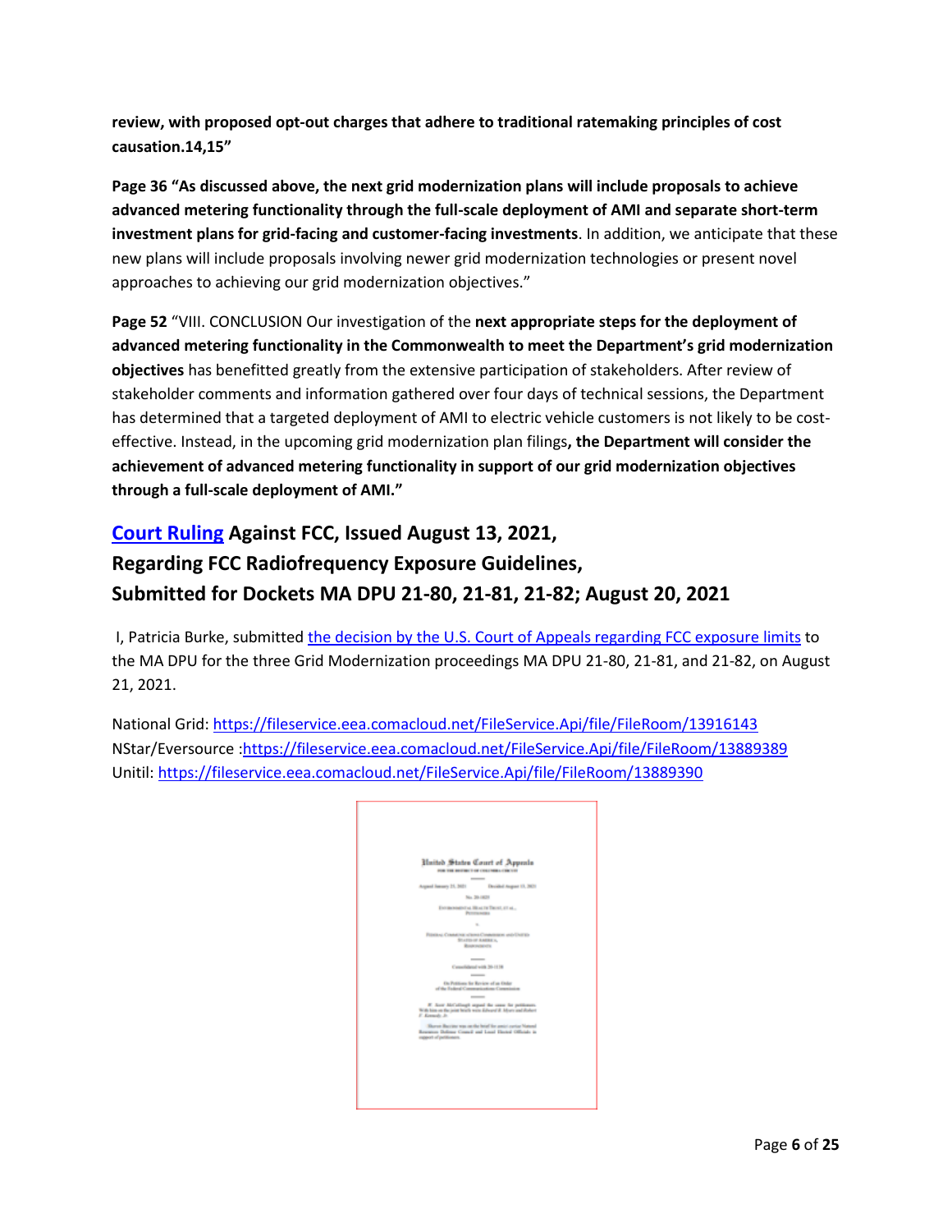**review, with proposed opt-out charges that adhere to traditional ratemaking principles of cost causation.14,15"**

**Page 36 "As discussed above, the next grid modernization plans will include proposals to achieve advanced metering functionality through the full-scale deployment of AMI and separate short-term investment plans for grid-facing and customer-facing investments**. In addition, we anticipate that these new plans will include proposals involving newer grid modernization technologies or present novel approaches to achieving our grid modernization objectives."

**Page 52** "VIII. CONCLUSION Our investigation of the **next appropriate steps for the deployment of advanced metering functionality in the Commonwealth to meet the Department's grid modernization objectives** has benefitted greatly from the extensive participation of stakeholders. After review of stakeholder comments and information gathered over four days of technical sessions, the Department has determined that a targeted deployment of AMI to electric vehicle customers is not likely to be cost-effective. Instead, in the upcoming grid modernization plan filings**, the Department will consider the achievement of advanced metering functionality in support of our grid modernization objectives through a full-scale deployment of AMI."**

## Court Ruling Against FCC, Issued August 13, 2021, Regarding FCC Radiofrequency Exposure Guidelines, Submitted for Dockets MA DPU 21-80, 21-81, 21-82; August 20, 2021

I, Patricia Burke, submitted the decision by the U.S. Court of Appeals regarding FCC exposure limits to the MA DPU for the three Grid Modernization proceedings MA DPU 21-80, 21-81, and 21-82, on August 21, 2021.

National Grid: https://fileservice.eea.comacloud.net/FileService.Api/file/FileRoom/13916143
NStar/Eversource :https://fileservice.eea.comacloud.net/FileService.Api/file/FileRoom/13889389
Unitil: https://fileservice.eea.comacloud.net/FileService.Api/file/FileRoom/13889390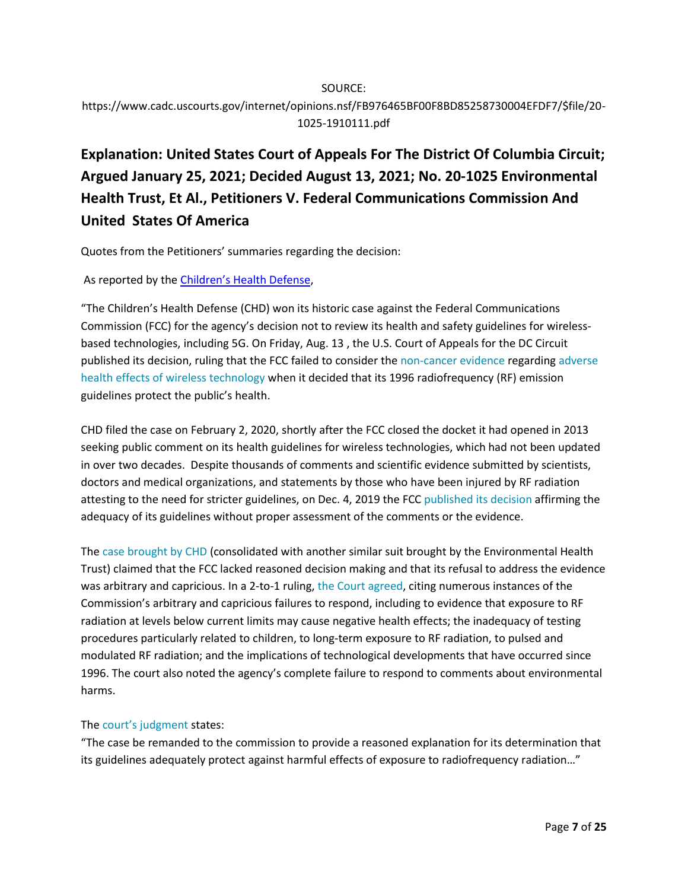SOURCE:

https://www.cadc.uscourts.gov/internet/opinions.nsf/FB976465BF00F8BD85258730004EFDF7/$file/20-1025-1910111.pdf

## Explanation: United States Court of Appeals For The District Of Columbia Circuit; Argued January 25, 2021; Decided August 13, 2021; No. 20-1025 Environmental Health Trust, Et Al., Petitioners V. Federal Communications Commission And United States Of America

Quotes from the Petitioners' summaries regarding the decision:

As reported by the Children's Health Defense,

"The Children's Health Defense (CHD) won its historic case against the Federal Communications Commission (FCC) for the agency's decision not to review its health and safety guidelines for wireless-based technologies, including 5G. On Friday, Aug. 13 , the U.S. Court of Appeals for the DC Circuit published its decision, ruling that the FCC failed to consider the non-cancer evidence regarding adverse health effects of wireless technology when it decided that its 1996 radiofrequency (RF) emission guidelines protect the public's health.

CHD filed the case on February 2, 2020, shortly after the FCC closed the docket it had opened in 2013 seeking public comment on its health guidelines for wireless technologies, which had not been updated in over two decades. Despite thousands of comments and scientific evidence submitted by scientists, doctors and medical organizations, and statements by those who have been injured by RF radiation attesting to the need for stricter guidelines, on Dec. 4, 2019 the FCC published its decision affirming the adequacy of its guidelines without proper assessment of the comments or the evidence.

The case brought by CHD (consolidated with another similar suit brought by the Environmental Health Trust) claimed that the FCC lacked reasoned decision making and that its refusal to address the evidence was arbitrary and capricious. In a 2-to-1 ruling, the Court agreed, citing numerous instances of the Commission's arbitrary and capricious failures to respond, including to evidence that exposure to RF radiation at levels below current limits may cause negative health effects; the inadequacy of testing procedures particularly related to children, to long-term exposure to RF radiation, to pulsed and modulated RF radiation; and the implications of technological developments that have occurred since 1996. The court also noted the agency's complete failure to respond to comments about environmental harms.

The court's judgment states:
"The case be remanded to the commission to provide a reasoned explanation for its determination that its guidelines adequately protect against harmful effects of exposure to radiofrequency radiation…"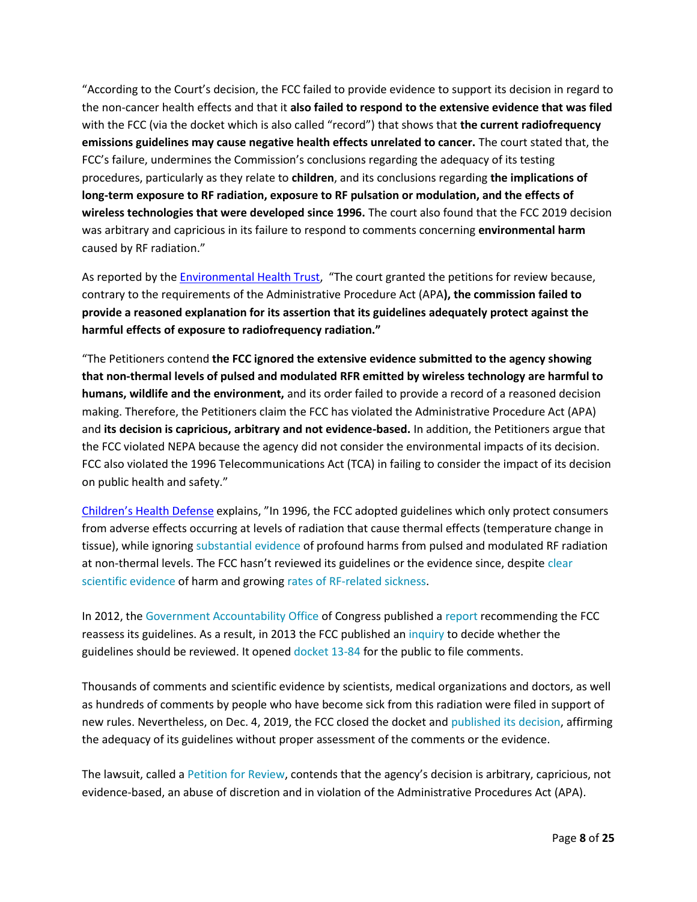"According to the Court's decision, the FCC failed to provide evidence to support its decision in regard to the non-cancer health effects and that it **also failed to respond to the extensive evidence that was filed** with the FCC (via the docket which is also called "record") that shows that **the current radiofrequency emissions guidelines may cause negative health effects unrelated to cancer.** The court stated that, the FCC's failure, undermines the Commission's conclusions regarding the adequacy of its testing procedures, particularly as they relate to **children**, and its conclusions regarding **the implications of long-term exposure to RF radiation, exposure to RF pulsation or modulation, and the effects of wireless technologies that were developed since 1996.** The court also found that the FCC 2019 decision was arbitrary and capricious in its failure to respond to comments concerning **environmental harm** caused by RF radiation."

As reported by the Environmental Health Trust, "The court granted the petitions for review because, contrary to the requirements of the Administrative Procedure Act (APA**), the commission failed to provide a reasoned explanation for its assertion that its guidelines adequately protect against the harmful effects of exposure to radiofrequency radiation."**

"The Petitioners contend **the FCC ignored the extensive evidence submitted to the agency showing that non-thermal levels of pulsed and modulated RFR emitted by wireless technology are harmful to humans, wildlife and the environment,** and its order failed to provide a record of a reasoned decision making. Therefore, the Petitioners claim the FCC has violated the Administrative Procedure Act (APA) and **its decision is capricious, arbitrary and not evidence-based.** In addition, the Petitioners argue that the FCC violated NEPA because the agency did not consider the environmental impacts of its decision. FCC also violated the 1996 Telecommunications Act (TCA) in failing to consider the impact of its decision on public health and safety."

Children's Health Defense explains, "In 1996, the FCC adopted guidelines which only protect consumers from adverse effects occurring at levels of radiation that cause thermal effects (temperature change in tissue), while ignoring substantial evidence of profound harms from pulsed and modulated RF radiation at non-thermal levels. The FCC hasn't reviewed its guidelines or the evidence since, despite clear scientific evidence of harm and growing rates of RF-related sickness.

In 2012, the Government Accountability Office of Congress published a report recommending the FCC reassess its guidelines. As a result, in 2013 the FCC published an inquiry to decide whether the guidelines should be reviewed. It opened docket 13-84 for the public to file comments.

Thousands of comments and scientific evidence by scientists, medical organizations and doctors, as well as hundreds of comments by people who have become sick from this radiation were filed in support of new rules. Nevertheless, on Dec. 4, 2019, the FCC closed the docket and published its decision, affirming the adequacy of its guidelines without proper assessment of the comments or the evidence.

The lawsuit, called a Petition for Review, contends that the agency's decision is arbitrary, capricious, not evidence-based, an abuse of discretion and in violation of the Administrative Procedures Act (APA).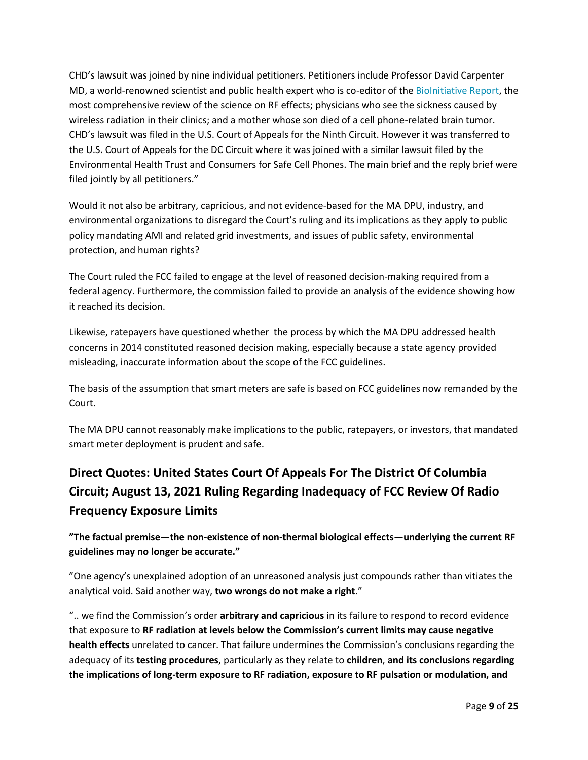CHD's lawsuit was joined by nine individual petitioners. Petitioners include Professor David Carpenter MD, a world-renowned scientist and public health expert who is co-editor of the BioInitiative Report, the most comprehensive review of the science on RF effects; physicians who see the sickness caused by wireless radiation in their clinics; and a mother whose son died of a cell phone-related brain tumor. CHD's lawsuit was filed in the U.S. Court of Appeals for the Ninth Circuit. However it was transferred to the U.S. Court of Appeals for the DC Circuit where it was joined with a similar lawsuit filed by the Environmental Health Trust and Consumers for Safe Cell Phones. The main brief and the reply brief were filed jointly by all petitioners."

Would it not also be arbitrary, capricious, and not evidence-based for the MA DPU, industry, and environmental organizations to disregard the Court's ruling and its implications as they apply to public policy mandating AMI and related grid investments, and issues of public safety, environmental protection, and human rights?

The Court ruled the FCC failed to engage at the level of reasoned decision-making required from a federal agency. Furthermore, the commission failed to provide an analysis of the evidence showing how it reached its decision.

Likewise, ratepayers have questioned whether the process by which the MA DPU addressed health concerns in 2014 constituted reasoned decision making, especially because a state agency provided misleading, inaccurate information about the scope of the FCC guidelines.

The basis of the assumption that smart meters are safe is based on FCC guidelines now remanded by the Court.

The MA DPU cannot reasonably make implications to the public, ratepayers, or investors, that mandated smart meter deployment is prudent and safe.

## Direct Quotes: United States Court Of Appeals For The District Of Columbia Circuit; August 13, 2021 Ruling Regarding Inadequacy of FCC Review Of Radio Frequency Exposure Limits

**"The factual premise—the non-existence of non-thermal biological effects—underlying the current RF guidelines may no longer be accurate."**

"One agency's unexplained adoption of an unreasoned analysis just compounds rather than vitiates the analytical void. Said another way, **two wrongs do not make a right**."

".. we find the Commission's order **arbitrary and capricious** in its failure to respond to record evidence that exposure to **RF radiation at levels below the Commission's current limits may cause negative health effects** unrelated to cancer. That failure undermines the Commission's conclusions regarding the adequacy of its **testing procedures**, particularly as they relate to **children**, **and its conclusions regarding the implications of long-term exposure to RF radiation, exposure to RF pulsation or modulation, and**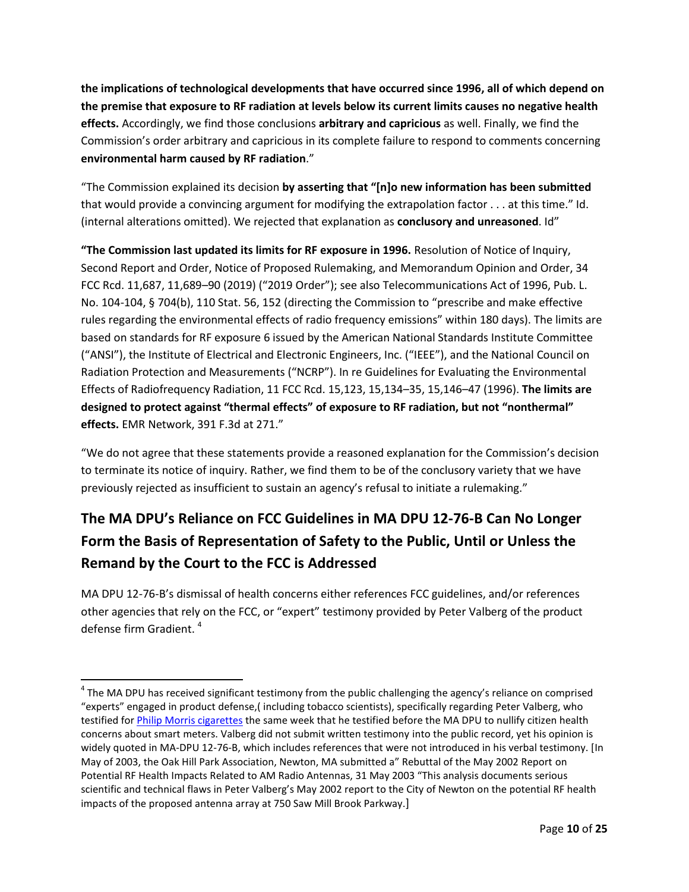**the implications of technological developments that have occurred since 1996, all of which depend on the premise that exposure to RF radiation at levels below its current limits causes no negative health effects.** Accordingly, we find those conclusions **arbitrary and capricious** as well. Finally, we find the Commission's order arbitrary and capricious in its complete failure to respond to comments concerning **environmental harm caused by RF radiation**."

"The Commission explained its decision **by asserting that "[n]o new information has been submitted** that would provide a convincing argument for modifying the extrapolation factor . . . at this time." Id. (internal alterations omitted). We rejected that explanation as **conclusory and unreasoned**. Id"

**"The Commission last updated its limits for RF exposure in 1996.** Resolution of Notice of Inquiry, Second Report and Order, Notice of Proposed Rulemaking, and Memorandum Opinion and Order, 34 FCC Rcd. 11,687, 11,689–90 (2019) ("2019 Order"); see also Telecommunications Act of 1996, Pub. L. No. 104-104, § 704(b), 110 Stat. 56, 152 (directing the Commission to "prescribe and make effective rules regarding the environmental effects of radio frequency emissions" within 180 days). The limits are based on standards for RF exposure 6 issued by the American National Standards Institute Committee ("ANSI"), the Institute of Electrical and Electronic Engineers, Inc. ("IEEE"), and the National Council on Radiation Protection and Measurements ("NCRP"). In re Guidelines for Evaluating the Environmental Effects of Radiofrequency Radiation, 11 FCC Rcd. 15,123, 15,134–35, 15,146–47 (1996). **The limits are designed to protect against "thermal effects" of exposure to RF radiation, but not "nonthermal" effects.** EMR Network, 391 F.3d at 271."

"We do not agree that these statements provide a reasoned explanation for the Commission's decision to terminate its notice of inquiry. Rather, we find them to be of the conclusory variety that we have previously rejected as insufficient to sustain an agency's refusal to initiate a rulemaking."

## The MA DPU's Reliance on FCC Guidelines in MA DPU 12-76-B Can No Longer Form the Basis of Representation of Safety to the Public, Until or Unless the Remand by the Court to the FCC is Addressed

MA DPU 12-76-B's dismissal of health concerns either references FCC guidelines, and/or references other agencies that rely on the FCC, or "expert" testimony provided by Peter Valberg of the product defense firm Gradient. [4]

---

[4] The MA DPU has received significant testimony from the public challenging the agency's reliance on comprised "experts" engaged in product defense,( including tobacco scientists), specifically regarding Peter Valberg, who testified for Philip Morris cigarettes the same week that he testified before the MA DPU to nullify citizen health concerns about smart meters. Valberg did not submit written testimony into the public record, yet his opinion is widely quoted in MA-DPU 12-76-B, which includes references that were not introduced in his verbal testimony. [In May of 2003, the Oak Hill Park Association, Newton, MA submitted a" Rebuttal of the May 2002 Report on Potential RF Health Impacts Related to AM Radio Antennas, 31 May 2003 "This analysis documents serious scientific and technical flaws in Peter Valberg's May 2002 report to the City of Newton on the potential RF health impacts of the proposed antenna array at 750 Saw Mill Brook Parkway.]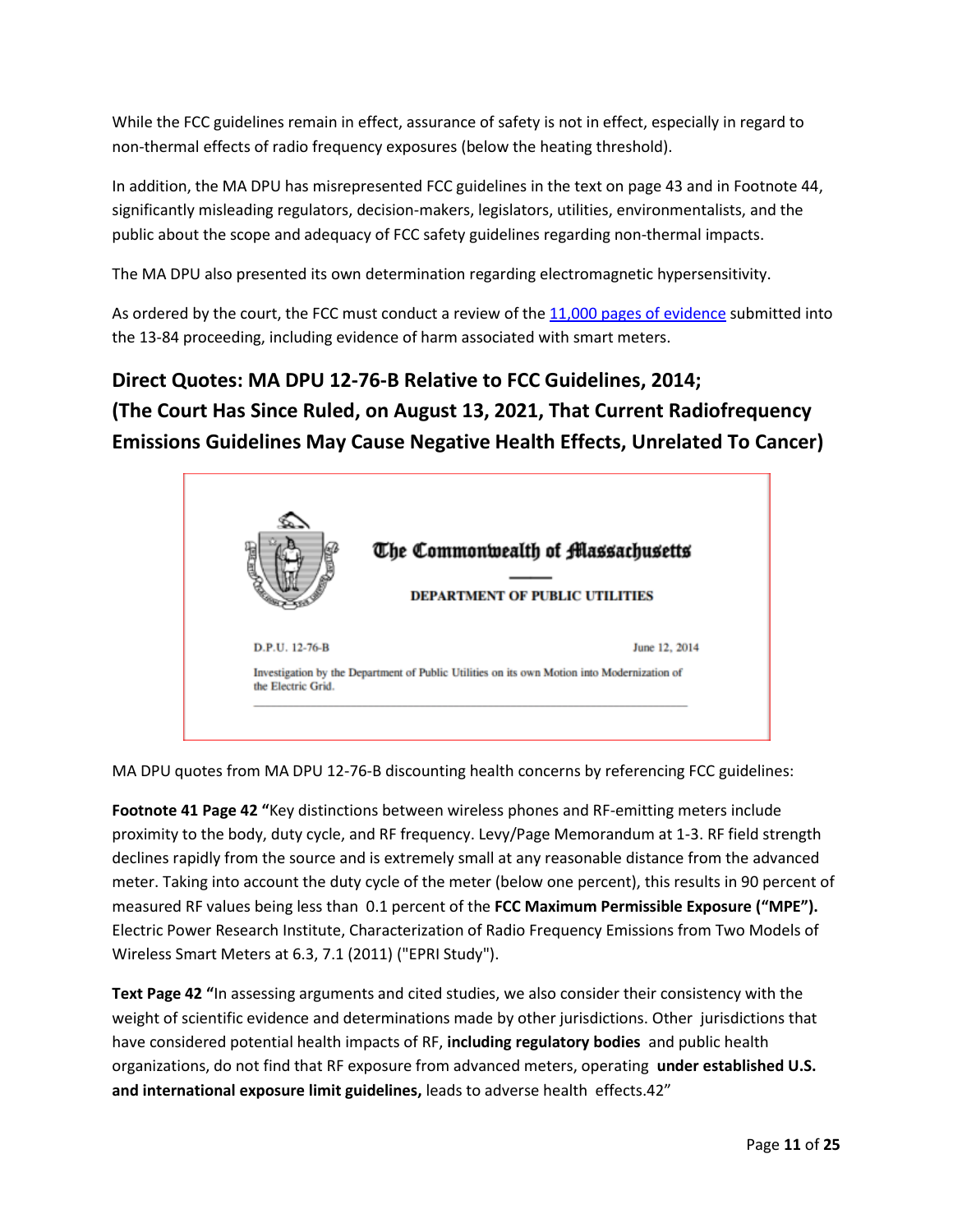While the FCC guidelines remain in effect, assurance of safety is not in effect, especially in regard to non-thermal effects of radio frequency exposures (below the heating threshold).

In addition, the MA DPU has misrepresented FCC guidelines in the text on page 43 and in Footnote 44, significantly misleading regulators, decision-makers, legislators, utilities, environmentalists, and the public about the scope and adequacy of FCC safety guidelines regarding non-thermal impacts.

The MA DPU also presented its own determination regarding electromagnetic hypersensitivity.

As ordered by the court, the FCC must conduct a review of the 11,000 pages of evidence submitted into the 13-84 proceeding, including evidence of harm associated with smart meters.

## Direct Quotes: MA DPU 12-76-B Relative to FCC Guidelines, 2014; (The Court Has Since Ruled, on August 13, 2021, That Current Radiofrequency Emissions Guidelines May Cause Negative Health Effects, Unrelated To Cancer)

The Commonwealth of Massachusetts

DEPARTMENT OF PUBLIC UTILITIES

D.P.U. 12-76-B June 12, 2014

Investigation by the Department of Public Utilities on its own Motion into Modernization of the Electric Grid.

MA DPU quotes from MA DPU 12-76-B discounting health concerns by referencing FCC guidelines:

**Footnote 41 Page 42** "Key distinctions between wireless phones and RF-emitting meters include proximity to the body, duty cycle, and RF frequency. Levy/Page Memorandum at 1-3. RF field strength declines rapidly from the source and is extremely small at any reasonable distance from the advanced meter. Taking into account the duty cycle of the meter (below one percent), this results in 90 percent of measured RF values being less than 0.1 percent of the **FCC Maximum Permissible Exposure ("MPE").** Electric Power Research Institute, Characterization of Radio Frequency Emissions from Two Models of Wireless Smart Meters at 6.3, 7.1 (2011) ("EPRI Study").

**Text Page 42** "In assessing arguments and cited studies, we also consider their consistency with the weight of scientific evidence and determinations made by other jurisdictions. Other jurisdictions that have considered potential health impacts of RF, **including regulatory bodies** and public health organizations, do not find that RF exposure from advanced meters, operating **under established U.S. and international exposure limit guidelines,** leads to adverse health effects.42"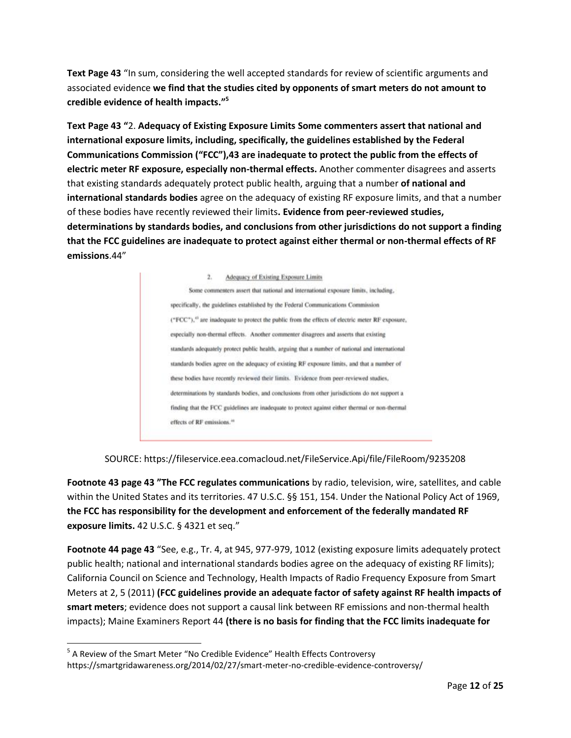**Text Page 43** "In sum, considering the well accepted standards for review of scientific arguments and associated evidence **we find that the studies cited by opponents of smart meters do not amount to credible evidence of health impacts."**[5]

**Text Page 43 "**2. **Adequacy of Existing Exposure Limits Some commenters assert that national and international exposure limits, including, specifically, the guidelines established by the Federal Communications Commission ("FCC"),43 are inadequate to protect the public from the effects of electric meter RF exposure, especially non-thermal effects.** Another commenter disagrees and asserts that existing standards adequately protect public health, arguing that a number **of national and international standards bodies** agree on the adequacy of existing RF exposure limits, and that a number of these bodies have recently reviewed their limits**. Evidence from peer-reviewed studies, determinations by standards bodies, and conclusions from other jurisdictions do not support a finding that the FCC guidelines are inadequate to protect against either thermal or non-thermal effects of RF emissions**.44"

> 2. Adequacy of Existing Exposure Limits
>
> Some commenters assert that national and international exposure limits, including, specifically, the guidelines established by the Federal Communications Commission ("FCC"),[43] are inadequate to protect the public from the effects of electric meter RF exposure, especially non-thermal effects. Another commenter disagrees and asserts that existing standards adequately protect public health, arguing that a number of national and international standards bodies agree on the adequacy of existing RF exposure limits, and that a number of these bodies have recently reviewed their limits. Evidence from peer-reviewed studies, determinations by standards bodies, and conclusions from other jurisdictions do not support a finding that the FCC guidelines are inadequate to protect against either thermal or non-thermal effects of RF emissions.[44]

SOURCE: https://fileservice.eea.comacloud.net/FileService.Api/file/FileRoom/9235208

**Footnote 43 page 43 "The FCC regulates communications** by radio, television, wire, satellites, and cable within the United States and its territories. 47 U.S.C. §§ 151, 154. Under the National Policy Act of 1969, **the FCC has responsibility for the development and enforcement of the federally mandated RF exposure limits.** 42 U.S.C. § 4321 et seq."

**Footnote 44 page 43** "See, e.g., Tr. 4, at 945, 977-979, 1012 (existing exposure limits adequately protect public health; national and international standards bodies agree on the adequacy of existing RF limits); California Council on Science and Technology, Health Impacts of Radio Frequency Exposure from Smart Meters at 2, 5 (2011) **(FCC guidelines provide an adequate factor of safety against RF health impacts of smart meters**; evidence does not support a causal link between RF emissions and non-thermal health impacts); Maine Examiners Report 44 **(there is no basis for finding that the FCC limits inadequate for**

---

[5] A Review of the Smart Meter "No Credible Evidence" Health Effects Controversy https://smartgridawareness.org/2014/02/27/smart-meter-no-credible-evidence-controversy/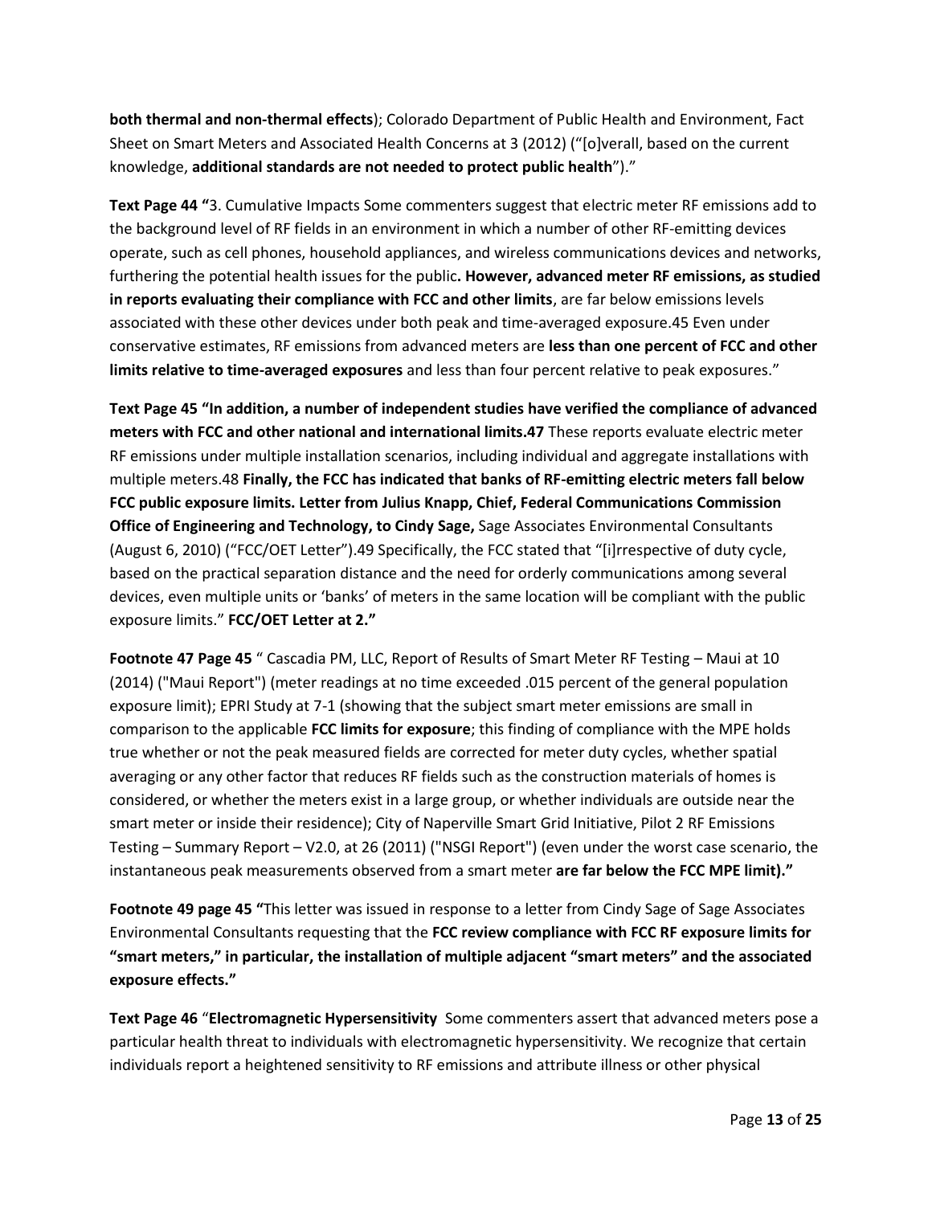**both thermal and non-thermal effects**); Colorado Department of Public Health and Environment, Fact Sheet on Smart Meters and Associated Health Concerns at 3 (2012) ("[o]verall, based on the current knowledge, **additional standards are not needed to protect public health**")."

**Text Page 44 "**3. Cumulative Impacts Some commenters suggest that electric meter RF emissions add to the background level of RF fields in an environment in which a number of other RF-emitting devices operate, such as cell phones, household appliances, and wireless communications devices and networks, furthering the potential health issues for the public**. However, advanced meter RF emissions, as studied in reports evaluating their compliance with FCC and other limits**, are far below emissions levels associated with these other devices under both peak and time-averaged exposure.45 Even under conservative estimates, RF emissions from advanced meters are **less than one percent of FCC and other limits relative to time-averaged exposures** and less than four percent relative to peak exposures."

**Text Page 45 "In addition, a number of independent studies have verified the compliance of advanced meters with FCC and other national and international limits.47** These reports evaluate electric meter RF emissions under multiple installation scenarios, including individual and aggregate installations with multiple meters.48 **Finally, the FCC has indicated that banks of RF-emitting electric meters fall below FCC public exposure limits. Letter from Julius Knapp, Chief, Federal Communications Commission Office of Engineering and Technology, to Cindy Sage,** Sage Associates Environmental Consultants (August 6, 2010) ("FCC/OET Letter").49 Specifically, the FCC stated that "[i]rrespective of duty cycle, based on the practical separation distance and the need for orderly communications among several devices, even multiple units or 'banks' of meters in the same location will be compliant with the public exposure limits." **FCC/OET Letter at 2."**

**Footnote 47 Page 45** " Cascadia PM, LLC, Report of Results of Smart Meter RF Testing – Maui at 10 (2014) ("Maui Report") (meter readings at no time exceeded .015 percent of the general population exposure limit); EPRI Study at 7-1 (showing that the subject smart meter emissions are small in comparison to the applicable **FCC limits for exposure**; this finding of compliance with the MPE holds true whether or not the peak measured fields are corrected for meter duty cycles, whether spatial averaging or any other factor that reduces RF fields such as the construction materials of homes is considered, or whether the meters exist in a large group, or whether individuals are outside near the smart meter or inside their residence); City of Naperville Smart Grid Initiative, Pilot 2 RF Emissions Testing – Summary Report – V2.0, at 26 (2011) ("NSGI Report") (even under the worst case scenario, the instantaneous peak measurements observed from a smart meter **are far below the FCC MPE limit)."**

**Footnote 49 page 45 "**This letter was issued in response to a letter from Cindy Sage of Sage Associates Environmental Consultants requesting that the **FCC review compliance with FCC RF exposure limits for "smart meters," in particular, the installation of multiple adjacent "smart meters" and the associated exposure effects."**

**Text Page 46** "**Electromagnetic Hypersensitivity** Some commenters assert that advanced meters pose a particular health threat to individuals with electromagnetic hypersensitivity. We recognize that certain individuals report a heightened sensitivity to RF emissions and attribute illness or other physical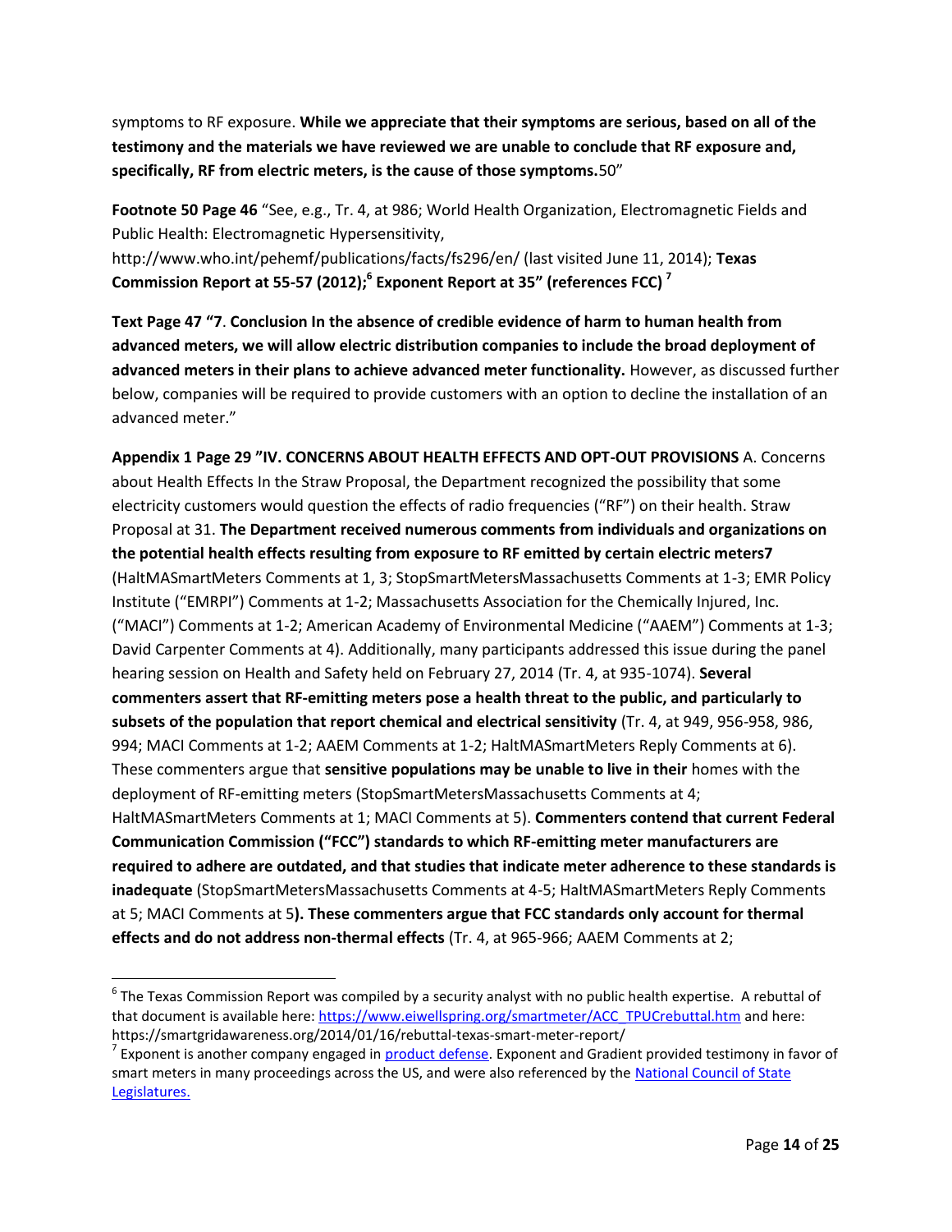symptoms to RF exposure. **While we appreciate that their symptoms are serious, based on all of the testimony and the materials we have reviewed we are unable to conclude that RF exposure and, specifically, RF from electric meters, is the cause of those symptoms.**50"

**Footnote 50 Page 46** "See, e.g., Tr. 4, at 986; World Health Organization, Electromagnetic Fields and Public Health: Electromagnetic Hypersensitivity, http://www.who.int/pehemf/publications/facts/fs296/en/ (last visited June 11, 2014); **Texas Commission Report at 55-57 (2012);[6] Exponent Report at 35" (references FCC) [7]**

**Text Page 47 "7**. **Conclusion In the absence of credible evidence of harm to human health from advanced meters, we will allow electric distribution companies to include the broad deployment of advanced meters in their plans to achieve advanced meter functionality.** However, as discussed further below, companies will be required to provide customers with an option to decline the installation of an advanced meter."

**Appendix 1 Page 29 "IV. CONCERNS ABOUT HEALTH EFFECTS AND OPT-OUT PROVISIONS** A. Concerns about Health Effects In the Straw Proposal, the Department recognized the possibility that some electricity customers would question the effects of radio frequencies ("RF") on their health. Straw Proposal at 31. **The Department received numerous comments from individuals and organizations on the potential health effects resulting from exposure to RF emitted by certain electric meters7** (HaltMASmartMeters Comments at 1, 3; StopSmartMetersMassachusetts Comments at 1-3; EMR Policy Institute ("EMRPI") Comments at 1-2; Massachusetts Association for the Chemically Injured, Inc. ("MACI") Comments at 1-2; American Academy of Environmental Medicine ("AAEM") Comments at 1-3; David Carpenter Comments at 4). Additionally, many participants addressed this issue during the panel hearing session on Health and Safety held on February 27, 2014 (Tr. 4, at 935-1074). **Several commenters assert that RF-emitting meters pose a health threat to the public, and particularly to subsets of the population that report chemical and electrical sensitivity** (Tr. 4, at 949, 956-958, 986, 994; MACI Comments at 1-2; AAEM Comments at 1-2; HaltMASmartMeters Reply Comments at 6). These commenters argue that **sensitive populations may be unable to live in their** homes with the deployment of RF-emitting meters (StopSmartMetersMassachusetts Comments at 4; HaltMASmartMeters Comments at 1; MACI Comments at 5). **Commenters contend that current Federal Communication Commission ("FCC") standards to which RF-emitting meter manufacturers are required to adhere are outdated, and that studies that indicate meter adherence to these standards is inadequate** (StopSmartMetersMassachusetts Comments at 4-5; HaltMASmartMeters Reply Comments at 5; MACI Comments at 5**). These commenters argue that FCC standards only account for thermal effects and do not address non-thermal effects** (Tr. 4, at 965-966; AAEM Comments at 2;

---

[6] The Texas Commission Report was compiled by a security analyst with no public health expertise. A rebuttal of that document is available here: https://www.eiwellspring.org/smartmeter/ACC_TPUCrebuttal.htm and here: https://smartgridawareness.org/2014/01/16/rebuttal-texas-smart-meter-report/

[7] Exponent is another company engaged in product defense. Exponent and Gradient provided testimony in favor of smart meters in many proceedings across the US, and were also referenced by the National Council of State Legislatures.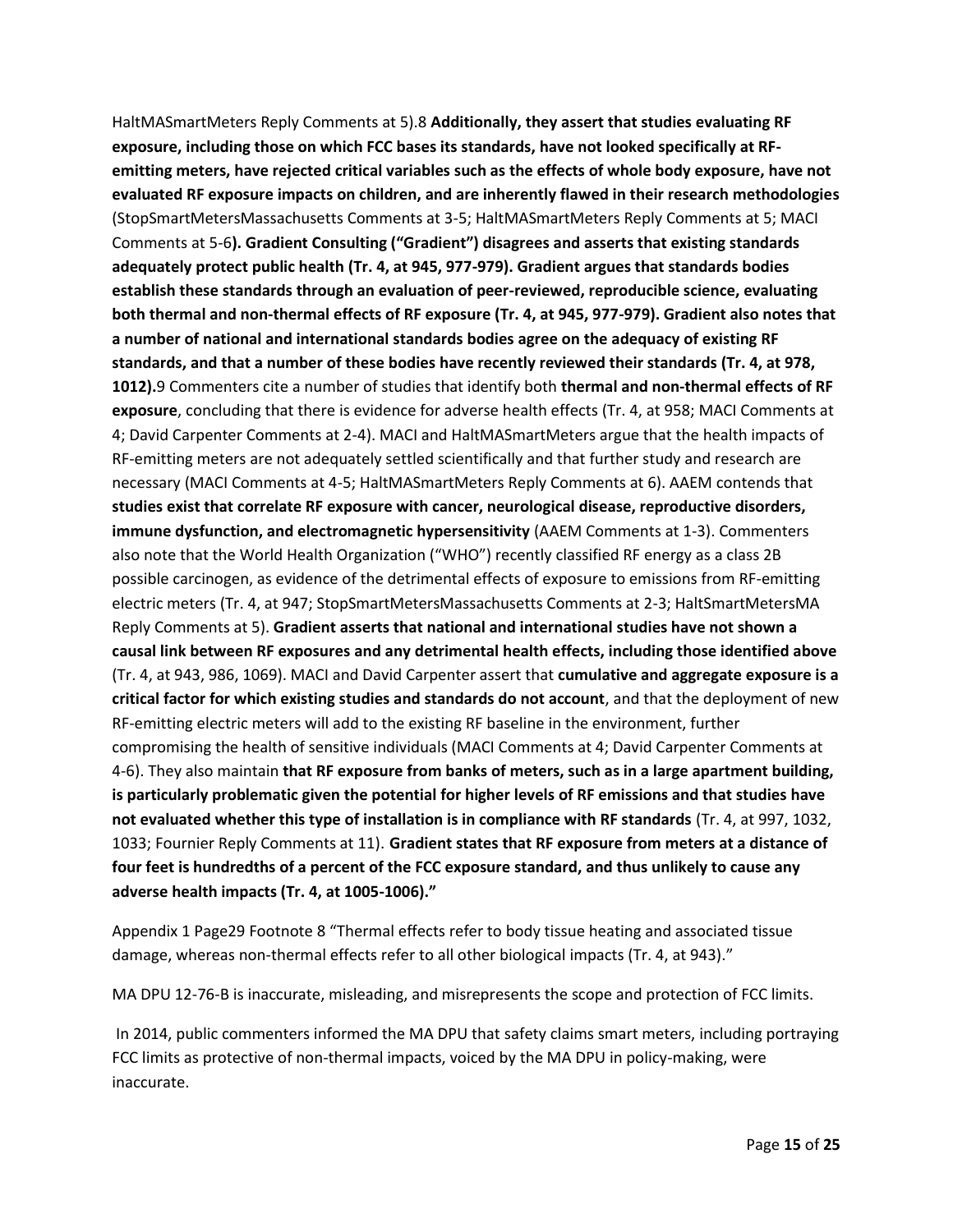HaltMASmartMeters Reply Comments at 5).8 **Additionally, they assert that studies evaluating RF exposure, including those on which FCC bases its standards, have not looked specifically at RF-emitting meters, have rejected critical variables such as the effects of whole body exposure, have not evaluated RF exposure impacts on children, and are inherently flawed in their research methodologies** (StopSmartMetersMassachusetts Comments at 3-5; HaltMASmartMeters Reply Comments at 5; MACI Comments at 5-6**). Gradient Consulting ("Gradient") disagrees and asserts that existing standards adequately protect public health (Tr. 4, at 945, 977-979). Gradient argues that standards bodies establish these standards through an evaluation of peer-reviewed, reproducible science, evaluating both thermal and non-thermal effects of RF exposure (Tr. 4, at 945, 977-979). Gradient also notes that a number of national and international standards bodies agree on the adequacy of existing RF standards, and that a number of these bodies have recently reviewed their standards (Tr. 4, at 978, 1012).**9 Commenters cite a number of studies that identify both **thermal and non-thermal effects of RF exposure**, concluding that there is evidence for adverse health effects (Tr. 4, at 958; MACI Comments at 4; David Carpenter Comments at 2-4). MACI and HaltMASmartMeters argue that the health impacts of RF-emitting meters are not adequately settled scientifically and that further study and research are necessary (MACI Comments at 4-5; HaltMASmartMeters Reply Comments at 6). AAEM contends that **studies exist that correlate RF exposure with cancer, neurological disease, reproductive disorders, immune dysfunction, and electromagnetic hypersensitivity** (AAEM Comments at 1-3). Commenters also note that the World Health Organization ("WHO") recently classified RF energy as a class 2B possible carcinogen, as evidence of the detrimental effects of exposure to emissions from RF-emitting electric meters (Tr. 4, at 947; StopSmartMetersMassachusetts Comments at 2-3; HaltSmartMetersMA Reply Comments at 5). **Gradient asserts that national and international studies have not shown a causal link between RF exposures and any detrimental health effects, including those identified above** (Tr. 4, at 943, 986, 1069). MACI and David Carpenter assert that **cumulative and aggregate exposure is a critical factor for which existing studies and standards do not account**, and that the deployment of new RF-emitting electric meters will add to the existing RF baseline in the environment, further compromising the health of sensitive individuals (MACI Comments at 4; David Carpenter Comments at 4-6). They also maintain **that RF exposure from banks of meters, such as in a large apartment building, is particularly problematic given the potential for higher levels of RF emissions and that studies have not evaluated whether this type of installation is in compliance with RF standards** (Tr. 4, at 997, 1032, 1033; Fournier Reply Comments at 11). **Gradient states that RF exposure from meters at a distance of four feet is hundredths of a percent of the FCC exposure standard, and thus unlikely to cause any adverse health impacts (Tr. 4, at 1005-1006)."**

Appendix 1 Page29 Footnote 8 "Thermal effects refer to body tissue heating and associated tissue damage, whereas non-thermal effects refer to all other biological impacts (Tr. 4, at 943)."

MA DPU 12-76-B is inaccurate, misleading, and misrepresents the scope and protection of FCC limits.

In 2014, public commenters informed the MA DPU that safety claims smart meters, including portraying FCC limits as protective of non-thermal impacts, voiced by the MA DPU in policy-making, were inaccurate.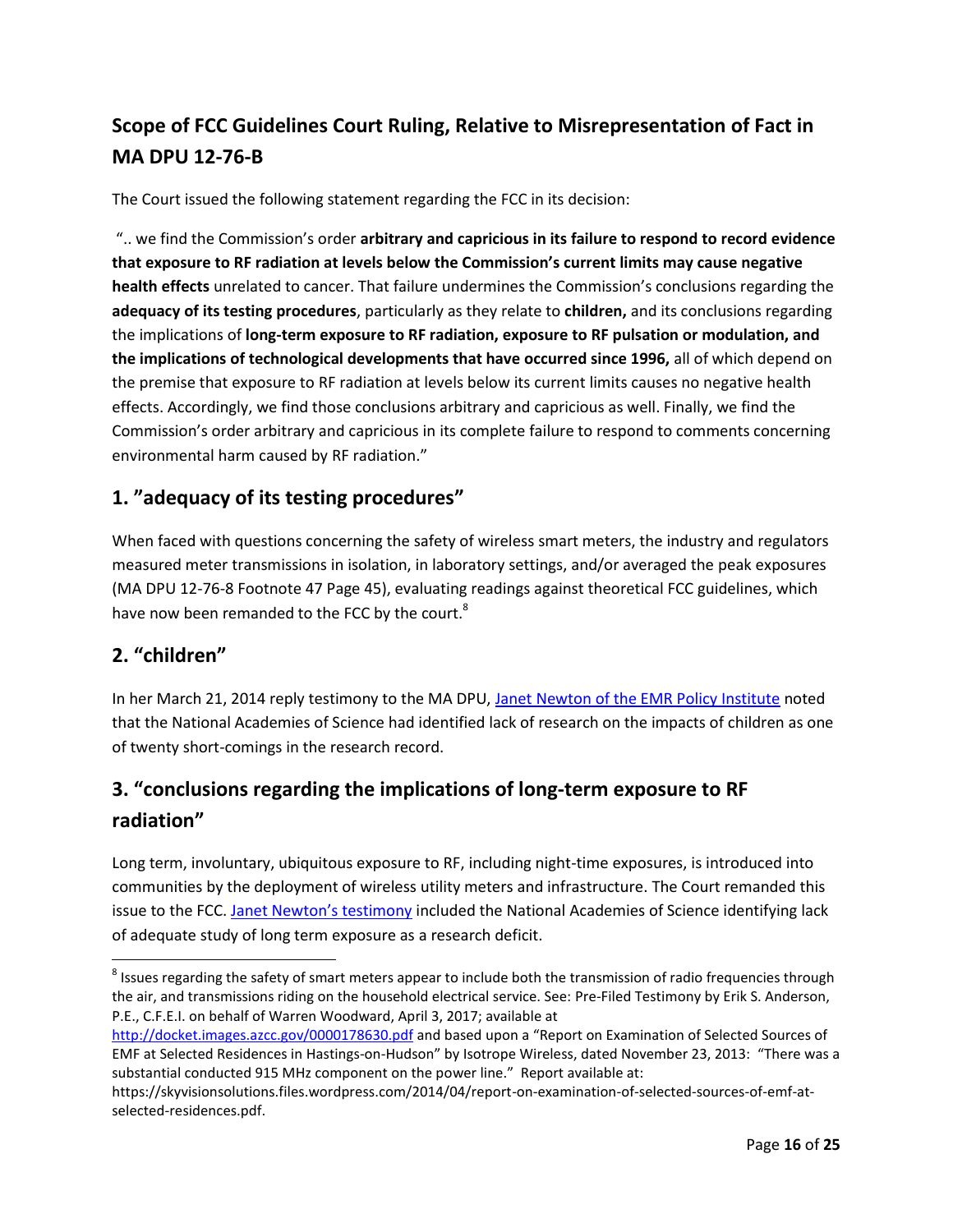## Scope of FCC Guidelines Court Ruling, Relative to Misrepresentation of Fact in MA DPU 12-76-B

The Court issued the following statement regarding the FCC in its decision:

".. we find the Commission's order **arbitrary and capricious in its failure to respond to record evidence that exposure to RF radiation at levels below the Commission's current limits may cause negative health effects** unrelated to cancer. That failure undermines the Commission's conclusions regarding the **adequacy of its testing procedures**, particularly as they relate to **children,** and its conclusions regarding the implications of **long-term exposure to RF radiation, exposure to RF pulsation or modulation, and the implications of technological developments that have occurred since 1996,** all of which depend on the premise that exposure to RF radiation at levels below its current limits causes no negative health effects. Accordingly, we find those conclusions arbitrary and capricious as well. Finally, we find the Commission's order arbitrary and capricious in its complete failure to respond to comments concerning environmental harm caused by RF radiation."

## 1. "adequacy of its testing procedures"

When faced with questions concerning the safety of wireless smart meters, the industry and regulators measured meter transmissions in isolation, in laboratory settings, and/or averaged the peak exposures (MA DPU 12-76-8 Footnote 47 Page 45), evaluating readings against theoretical FCC guidelines, which have now been remanded to the FCC by the court.[8]

## 2. "children"

In her March 21, 2014 reply testimony to the MA DPU, Janet Newton of the EMR Policy Institute noted that the National Academies of Science had identified lack of research on the impacts of children as one of twenty short-comings in the research record.

## 3. "conclusions regarding the implications of long-term exposure to RF radiation"

Long term, involuntary, ubiquitous exposure to RF, including night-time exposures, is introduced into communities by the deployment of wireless utility meters and infrastructure. The Court remanded this issue to the FCC. Janet Newton's testimony included the National Academies of Science identifying lack of adequate study of long term exposure as a research deficit.

---

[8] Issues regarding the safety of smart meters appear to include both the transmission of radio frequencies through the air, and transmissions riding on the household electrical service. See: Pre-Filed Testimony by Erik S. Anderson, P.E., C.F.E.I. on behalf of Warren Woodward, April 3, 2017; available at http://docket.images.azcc.gov/0000178630.pdf and based upon a "Report on Examination of Selected Sources of EMF at Selected Residences in Hastings-on-Hudson" by Isotrope Wireless, dated November 23, 2013: "There was a substantial conducted 915 MHz component on the power line." Report available at: https://skyvisionsolutions.files.wordpress.com/2014/04/report-on-examination-of-selected-sources-of-emf-at-selected-residences.pdf.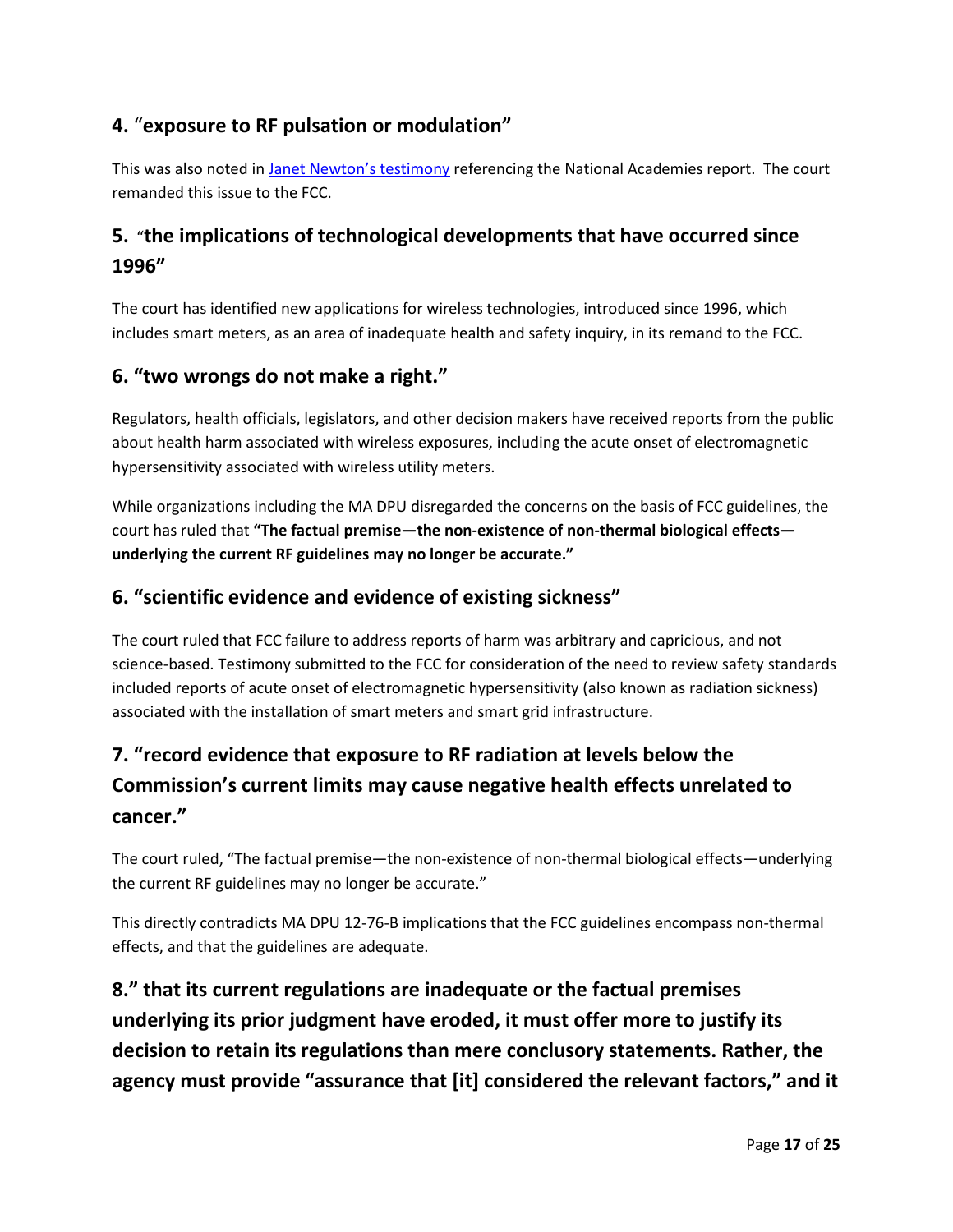## 4. "exposure to RF pulsation or modulation"

This was also noted in Janet Newton's testimony referencing the National Academies report. The court remanded this issue to the FCC.

## 5. "the implications of technological developments that have occurred since 1996"

The court has identified new applications for wireless technologies, introduced since 1996, which includes smart meters, as an area of inadequate health and safety inquiry, in its remand to the FCC.

## 6. "two wrongs do not make a right."

Regulators, health officials, legislators, and other decision makers have received reports from the public about health harm associated with wireless exposures, including the acute onset of electromagnetic hypersensitivity associated with wireless utility meters.

While organizations including the MA DPU disregarded the concerns on the basis of FCC guidelines, the court has ruled that **"The factual premise—the non-existence of non-thermal biological effects—underlying the current RF guidelines may no longer be accurate."**

## 6. "scientific evidence and evidence of existing sickness"

The court ruled that FCC failure to address reports of harm was arbitrary and capricious, and not science-based. Testimony submitted to the FCC for consideration of the need to review safety standards included reports of acute onset of electromagnetic hypersensitivity (also known as radiation sickness) associated with the installation of smart meters and smart grid infrastructure.

## 7. "record evidence that exposure to RF radiation at levels below the Commission's current limits may cause negative health effects unrelated to cancer."

The court ruled, "The factual premise—the non-existence of non-thermal biological effects—underlying the current RF guidelines may no longer be accurate."

This directly contradicts MA DPU 12-76-B implications that the FCC guidelines encompass non-thermal effects, and that the guidelines are adequate.

## 8." that its current regulations are inadequate or the factual premises underlying its prior judgment have eroded, it must offer more to justify its decision to retain its regulations than mere conclusory statements. Rather, the agency must provide "assurance that [it] considered the relevant factors," and it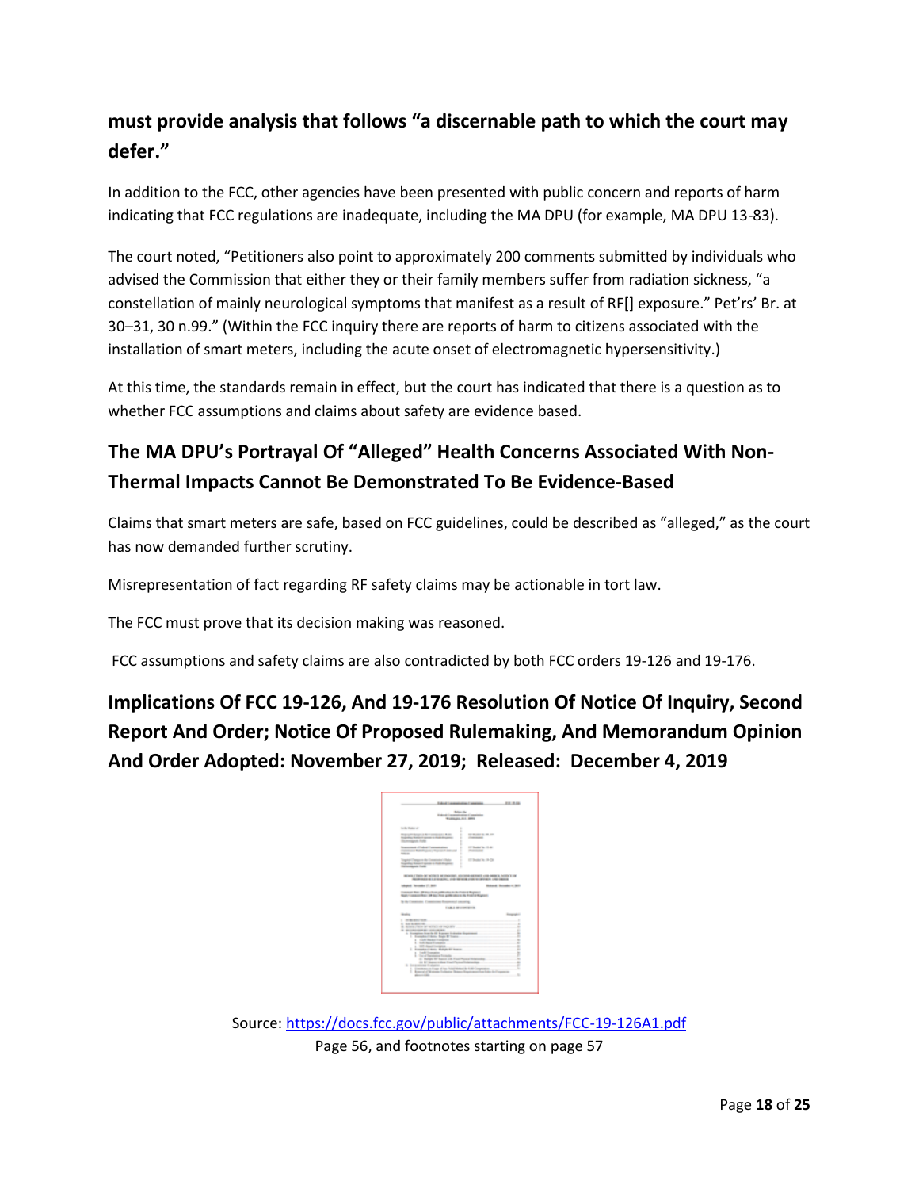## must provide analysis that follows "a discernable path to which the court may defer."

In addition to the FCC, other agencies have been presented with public concern and reports of harm indicating that FCC regulations are inadequate, including the MA DPU (for example, MA DPU 13-83).

The court noted, "Petitioners also point to approximately 200 comments submitted by individuals who advised the Commission that either they or their family members suffer from radiation sickness, "a constellation of mainly neurological symptoms that manifest as a result of RF[] exposure." Pet'rs' Br. at 30–31, 30 n.99." (Within the FCC inquiry there are reports of harm to citizens associated with the installation of smart meters, including the acute onset of electromagnetic hypersensitivity.)

At this time, the standards remain in effect, but the court has indicated that there is a question as to whether FCC assumptions and claims about safety are evidence based.

## The MA DPU's Portrayal Of "Alleged" Health Concerns Associated With Non-Thermal Impacts Cannot Be Demonstrated To Be Evidence-Based

Claims that smart meters are safe, based on FCC guidelines, could be described as "alleged," as the court has now demanded further scrutiny.

Misrepresentation of fact regarding RF safety claims may be actionable in tort law.

The FCC must prove that its decision making was reasoned.

FCC assumptions and safety claims are also contradicted by both FCC orders 19-126 and 19-176.

## Implications Of FCC 19-126, And 19-176 Resolution Of Notice Of Inquiry, Second Report And Order; Notice Of Proposed Rulemaking, And Memorandum Opinion And Order Adopted: November 27, 2019; Released: December 4, 2019

Source: https://docs.fcc.gov/public/attachments/FCC-19-126A1.pdf
Page 56, and footnotes starting on page 57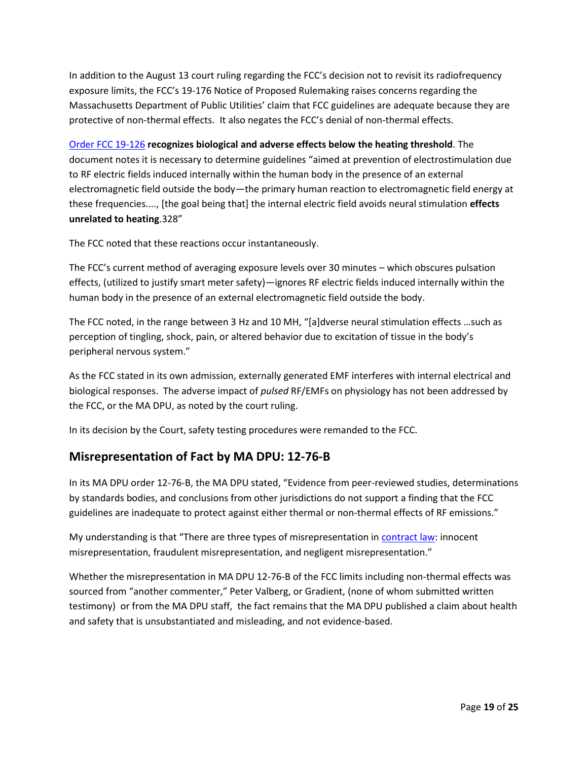In addition to the August 13 court ruling regarding the FCC's decision not to revisit its radiofrequency exposure limits, the FCC's 19-176 Notice of Proposed Rulemaking raises concerns regarding the Massachusetts Department of Public Utilities' claim that FCC guidelines are adequate because they are protective of non-thermal effects. It also negates the FCC's denial of non-thermal effects.

Order FCC 19-126 **recognizes biological and adverse effects below the heating threshold**. The document notes it is necessary to determine guidelines "aimed at prevention of electrostimulation due to RF electric fields induced internally within the human body in the presence of an external electromagnetic field outside the body—the primary human reaction to electromagnetic field energy at these frequencies...., [the goal being that] the internal electric field avoids neural stimulation **effects unrelated to heating**.328"

The FCC noted that these reactions occur instantaneously.

The FCC's current method of averaging exposure levels over 30 minutes – which obscures pulsation effects, (utilized to justify smart meter safety)—ignores RF electric fields induced internally within the human body in the presence of an external electromagnetic field outside the body.

The FCC noted, in the range between 3 Hz and 10 MH, "[a]dverse neural stimulation effects …such as perception of tingling, shock, pain, or altered behavior due to excitation of tissue in the body's peripheral nervous system."

As the FCC stated in its own admission, externally generated EMF interferes with internal electrical and biological responses. The adverse impact of *pulsed* RF/EMFs on physiology has not been addressed by the FCC, or the MA DPU, as noted by the court ruling.

In its decision by the Court, safety testing procedures were remanded to the FCC.

## Misrepresentation of Fact by MA DPU: 12-76-B

In its MA DPU order 12-76-B, the MA DPU stated, "Evidence from peer-reviewed studies, determinations by standards bodies, and conclusions from other jurisdictions do not support a finding that the FCC guidelines are inadequate to protect against either thermal or non-thermal effects of RF emissions."

My understanding is that "There are three types of misrepresentation in contract law: innocent misrepresentation, fraudulent misrepresentation, and negligent misrepresentation."

Whether the misrepresentation in MA DPU 12-76-B of the FCC limits including non-thermal effects was sourced from "another commenter," Peter Valberg, or Gradient, (none of whom submitted written testimony) or from the MA DPU staff, the fact remains that the MA DPU published a claim about health and safety that is unsubstantiated and misleading, and not evidence-based.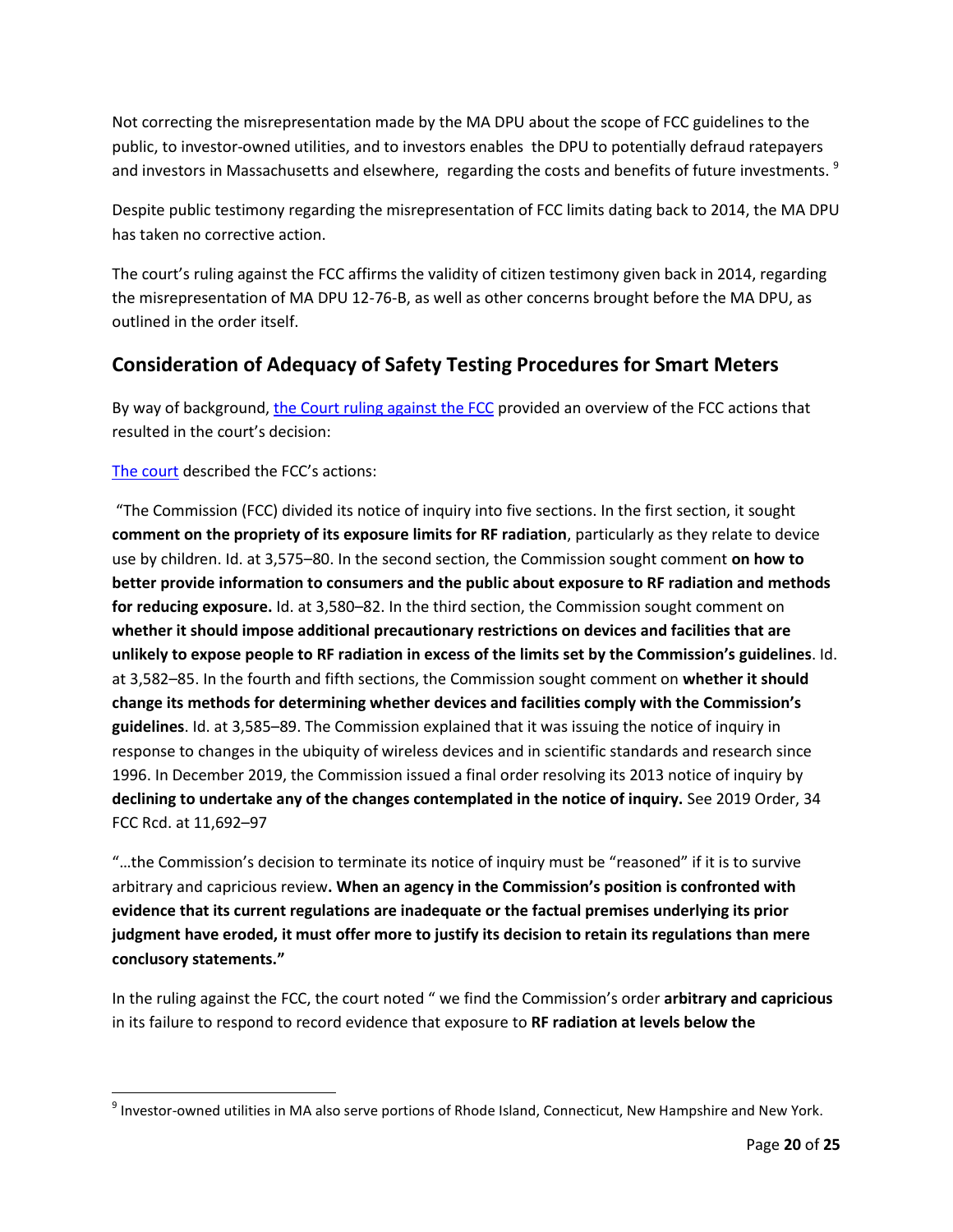Not correcting the misrepresentation made by the MA DPU about the scope of FCC guidelines to the public, to investor-owned utilities, and to investors enables the DPU to potentially defraud ratepayers and investors in Massachusetts and elsewhere, regarding the costs and benefits of future investments. [9]

Despite public testimony regarding the misrepresentation of FCC limits dating back to 2014, the MA DPU has taken no corrective action.

The court's ruling against the FCC affirms the validity of citizen testimony given back in 2014, regarding the misrepresentation of MA DPU 12-76-B, as well as other concerns brought before the MA DPU, as outlined in the order itself.

## Consideration of Adequacy of Safety Testing Procedures for Smart Meters

By way of background, [the Court ruling against the FCC] provided an overview of the FCC actions that resulted in the court's decision:

[The court] described the FCC's actions:

"The Commission (FCC) divided its notice of inquiry into five sections. In the first section, it sought **comment on the propriety of its exposure limits for RF radiation**, particularly as they relate to device use by children. Id. at 3,575–80. In the second section, the Commission sought comment **on how to better provide information to consumers and the public about exposure to RF radiation and methods for reducing exposure.** Id. at 3,580–82. In the third section, the Commission sought comment on **whether it should impose additional precautionary restrictions on devices and facilities that are unlikely to expose people to RF radiation in excess of the limits set by the Commission's guidelines**. Id. at 3,582–85. In the fourth and fifth sections, the Commission sought comment on **whether it should change its methods for determining whether devices and facilities comply with the Commission's guidelines**. Id. at 3,585–89. The Commission explained that it was issuing the notice of inquiry in response to changes in the ubiquity of wireless devices and in scientific standards and research since 1996. In December 2019, the Commission issued a final order resolving its 2013 notice of inquiry by **declining to undertake any of the changes contemplated in the notice of inquiry.** See 2019 Order, 34 FCC Rcd. at 11,692–97

"…the Commission's decision to terminate its notice of inquiry must be "reasoned" if it is to survive arbitrary and capricious review**. When an agency in the Commission's position is confronted with evidence that its current regulations are inadequate or the factual premises underlying its prior judgment have eroded, it must offer more to justify its decision to retain its regulations than mere conclusory statements."**

In the ruling against the FCC, the court noted " we find the Commission's order **arbitrary and capricious** in its failure to respond to record evidence that exposure to **RF radiation at levels below the**

---

[9] Investor-owned utilities in MA also serve portions of Rhode Island, Connecticut, New Hampshire and New York.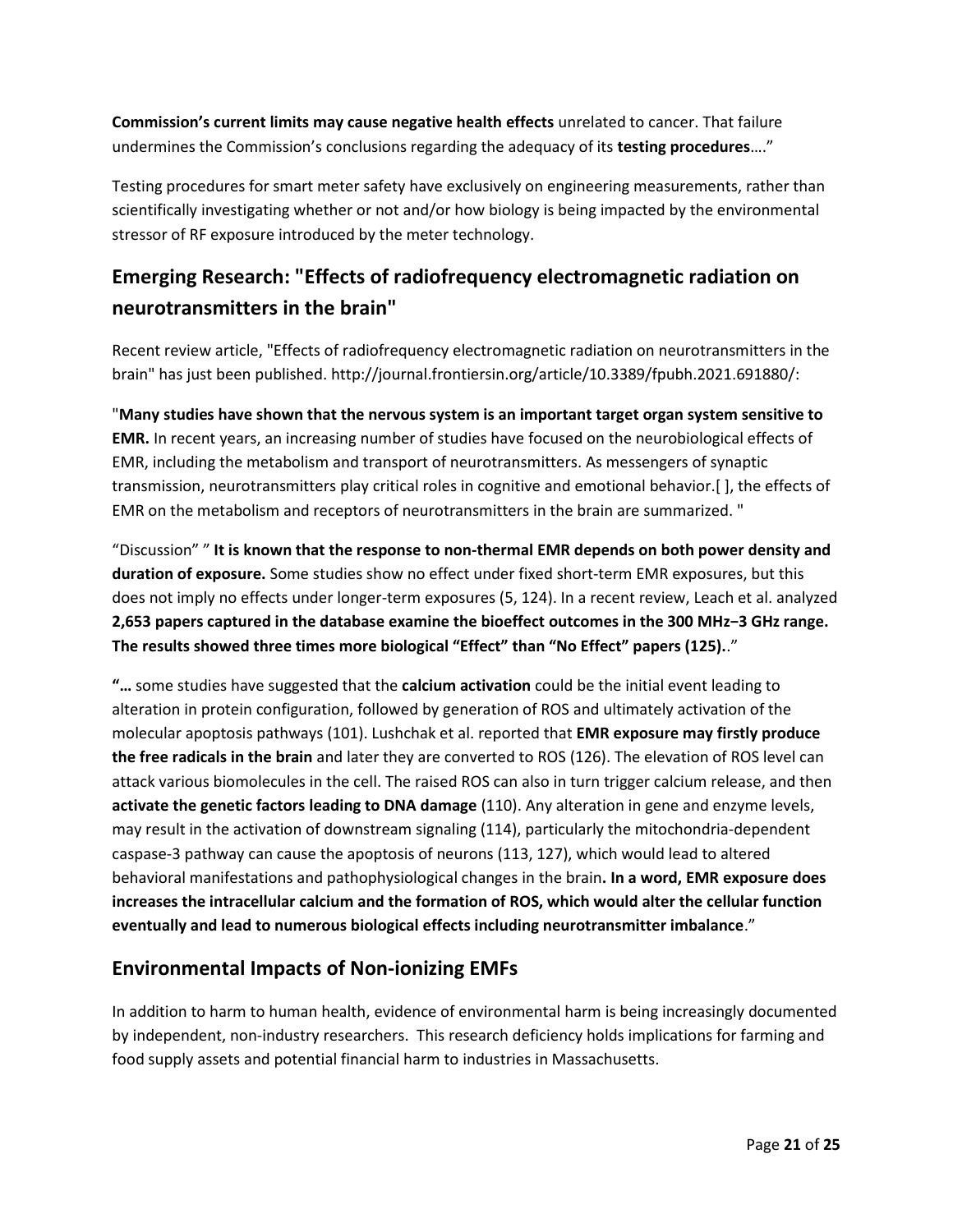**Commission's current limits may cause negative health effects** unrelated to cancer. That failure undermines the Commission's conclusions regarding the adequacy of its **testing procedures**…."

Testing procedures for smart meter safety have exclusively on engineering measurements, rather than scientifically investigating whether or not and/or how biology is being impacted by the environmental stressor of RF exposure introduced by the meter technology.

## Emerging Research: "Effects of radiofrequency electromagnetic radiation on neurotransmitters in the brain"

Recent review article, "Effects of radiofrequency electromagnetic radiation on neurotransmitters in the brain" has just been published. http://journal.frontiersin.org/article/10.3389/fpubh.2021.691880/:

"**Many studies have shown that the nervous system is an important target organ system sensitive to EMR.** In recent years, an increasing number of studies have focused on the neurobiological effects of EMR, including the metabolism and transport of neurotransmitters. As messengers of synaptic transmission, neurotransmitters play critical roles in cognitive and emotional behavior.[ ], the effects of EMR on the metabolism and receptors of neurotransmitters in the brain are summarized. "

"Discussion" " **It is known that the response to non-thermal EMR depends on both power density and duration of exposure.** Some studies show no effect under fixed short-term EMR exposures, but this does not imply no effects under longer-term exposures (5, 124). In a recent review, Leach et al. analyzed **2,653 papers captured in the database examine the bioeffect outcomes in the 300 MHz−3 GHz range. The results showed three times more biological "Effect" than "No Effect" papers (125).**."

**"…** some studies have suggested that the **calcium activation** could be the initial event leading to alteration in protein configuration, followed by generation of ROS and ultimately activation of the molecular apoptosis pathways (101). Lushchak et al. reported that **EMR exposure may firstly produce the free radicals in the brain** and later they are converted to ROS (126). The elevation of ROS level can attack various biomolecules in the cell. The raised ROS can also in turn trigger calcium release, and then **activate the genetic factors leading to DNA damage** (110). Any alteration in gene and enzyme levels, may result in the activation of downstream signaling (114), particularly the mitochondria-dependent caspase-3 pathway can cause the apoptosis of neurons (113, 127), which would lead to altered behavioral manifestations and pathophysiological changes in the brain**. In a word, EMR exposure does increases the intracellular calcium and the formation of ROS, which would alter the cellular function eventually and lead to numerous biological effects including neurotransmitter imbalance**."

## Environmental Impacts of Non-ionizing EMFs

In addition to harm to human health, evidence of environmental harm is being increasingly documented by independent, non-industry researchers. This research deficiency holds implications for farming and food supply assets and potential financial harm to industries in Massachusetts.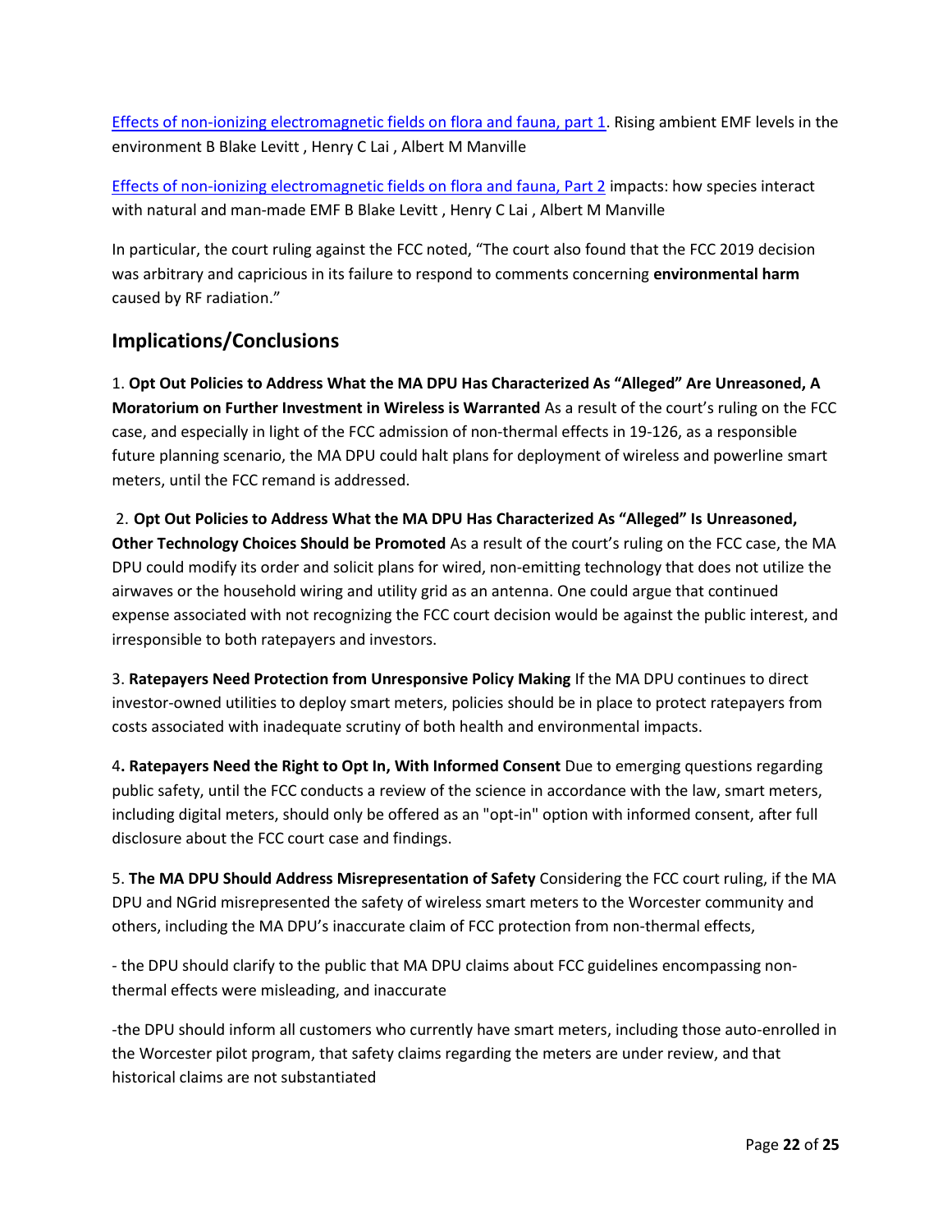[Effects of non-ionizing electromagnetic fields on flora and fauna, part 1](). Rising ambient EMF levels in the environment B Blake Levitt , Henry C Lai , Albert M Manville

[Effects of non-ionizing electromagnetic fields on flora and fauna, Part 2]() impacts: how species interact with natural and man-made EMF B Blake Levitt , Henry C Lai , Albert M Manville

In particular, the court ruling against the FCC noted, "The court also found that the FCC 2019 decision was arbitrary and capricious in its failure to respond to comments concerning **environmental harm** caused by RF radiation."

## Implications/Conclusions

1. **Opt Out Policies to Address What the MA DPU Has Characterized As "Alleged" Are Unreasoned, A Moratorium on Further Investment in Wireless is Warranted** As a result of the court's ruling on the FCC case, and especially in light of the FCC admission of non-thermal effects in 19-126, as a responsible future planning scenario, the MA DPU could halt plans for deployment of wireless and powerline smart meters, until the FCC remand is addressed.

2. **Opt Out Policies to Address What the MA DPU Has Characterized As "Alleged" Is Unreasoned, Other Technology Choices Should be Promoted** As a result of the court's ruling on the FCC case, the MA DPU could modify its order and solicit plans for wired, non-emitting technology that does not utilize the airwaves or the household wiring and utility grid as an antenna. One could argue that continued expense associated with not recognizing the FCC court decision would be against the public interest, and irresponsible to both ratepayers and investors.

3. **Ratepayers Need Protection from Unresponsive Policy Making** If the MA DPU continues to direct investor-owned utilities to deploy smart meters, policies should be in place to protect ratepayers from costs associated with inadequate scrutiny of both health and environmental impacts.

4**. Ratepayers Need the Right to Opt In, With Informed Consent** Due to emerging questions regarding public safety, until the FCC conducts a review of the science in accordance with the law, smart meters, including digital meters, should only be offered as an "opt-in" option with informed consent, after full disclosure about the FCC court case and findings.

5. **The MA DPU Should Address Misrepresentation of Safety** Considering the FCC court ruling, if the MA DPU and NGrid misrepresented the safety of wireless smart meters to the Worcester community and others, including the MA DPU's inaccurate claim of FCC protection from non-thermal effects,

- the DPU should clarify to the public that MA DPU claims about FCC guidelines encompassing non-thermal effects were misleading, and inaccurate

- the DPU should inform all customers who currently have smart meters, including those auto-enrolled in the Worcester pilot program, that safety claims regarding the meters are under review, and that historical claims are not substantiated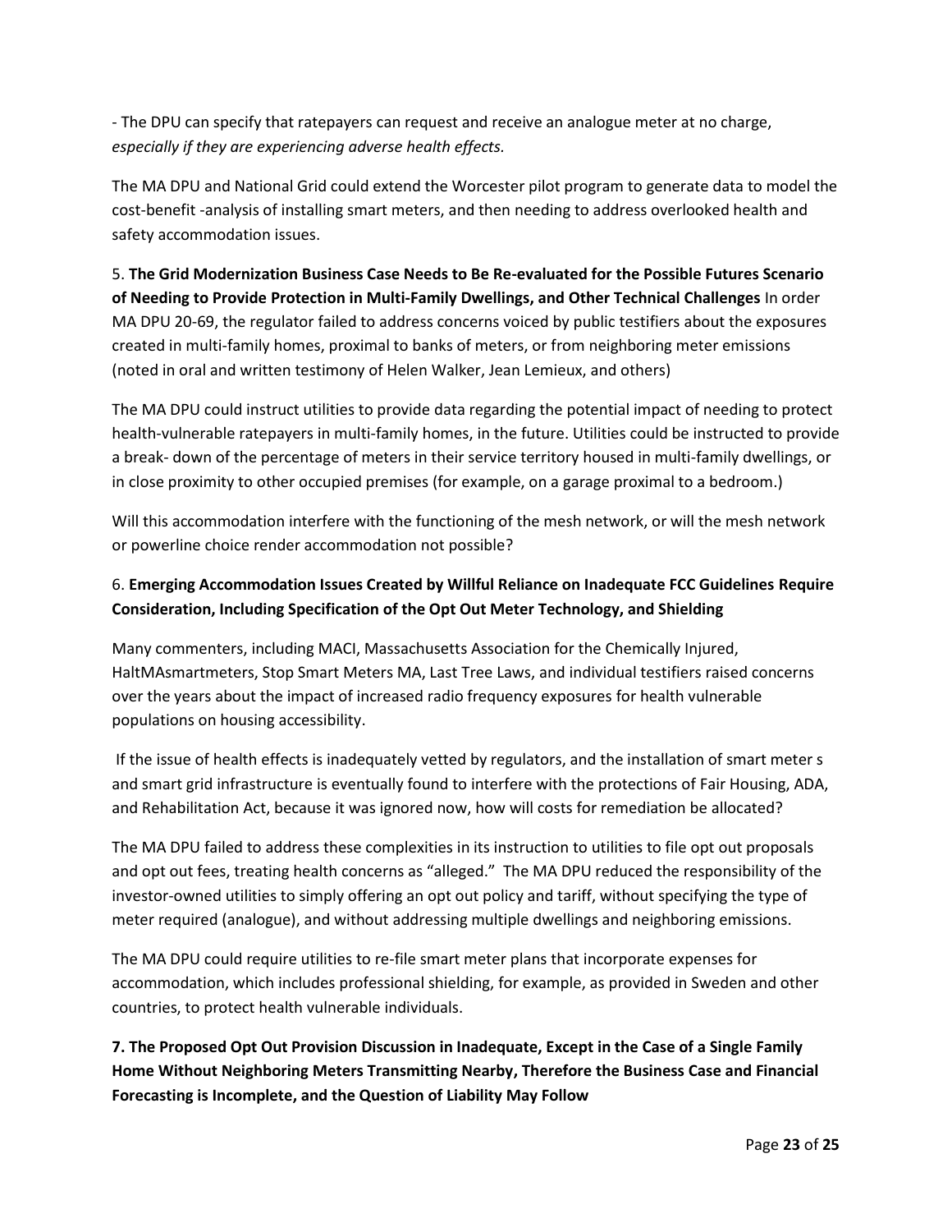- The DPU can specify that ratepayers can request and receive an analogue meter at no charge, *especially if they are experiencing adverse health effects.*

The MA DPU and National Grid could extend the Worcester pilot program to generate data to model the cost-benefit -analysis of installing smart meters, and then needing to address overlooked health and safety accommodation issues.

5. **The Grid Modernization Business Case Needs to Be Re-evaluated for the Possible Futures Scenario of Needing to Provide Protection in Multi-Family Dwellings, and Other Technical Challenges** In order MA DPU 20-69, the regulator failed to address concerns voiced by public testifiers about the exposures created in multi-family homes, proximal to banks of meters, or from neighboring meter emissions (noted in oral and written testimony of Helen Walker, Jean Lemieux, and others)

The MA DPU could instruct utilities to provide data regarding the potential impact of needing to protect health-vulnerable ratepayers in multi-family homes, in the future. Utilities could be instructed to provide a break- down of the percentage of meters in their service territory housed in multi-family dwellings, or in close proximity to other occupied premises (for example, on a garage proximal to a bedroom.)

Will this accommodation interfere with the functioning of the mesh network, or will the mesh network or powerline choice render accommodation not possible?

6. **Emerging Accommodation Issues Created by Willful Reliance on Inadequate FCC Guidelines Require Consideration, Including Specification of the Opt Out Meter Technology, and Shielding**

Many commenters, including MACI, Massachusetts Association for the Chemically Injured, HaltMAsmartmeters, Stop Smart Meters MA, Last Tree Laws, and individual testifiers raised concerns over the years about the impact of increased radio frequency exposures for health vulnerable populations on housing accessibility.

If the issue of health effects is inadequately vetted by regulators, and the installation of smart meter s and smart grid infrastructure is eventually found to interfere with the protections of Fair Housing, ADA, and Rehabilitation Act, because it was ignored now, how will costs for remediation be allocated?

The MA DPU failed to address these complexities in its instruction to utilities to file opt out proposals and opt out fees, treating health concerns as "alleged." The MA DPU reduced the responsibility of the investor-owned utilities to simply offering an opt out policy and tariff, without specifying the type of meter required (analogue), and without addressing multiple dwellings and neighboring emissions.

The MA DPU could require utilities to re-file smart meter plans that incorporate expenses for accommodation, which includes professional shielding, for example, as provided in Sweden and other countries, to protect health vulnerable individuals.

**7. The Proposed Opt Out Provision Discussion in Inadequate, Except in the Case of a Single Family Home Without Neighboring Meters Transmitting Nearby, Therefore the Business Case and Financial Forecasting is Incomplete, and the Question of Liability May Follow**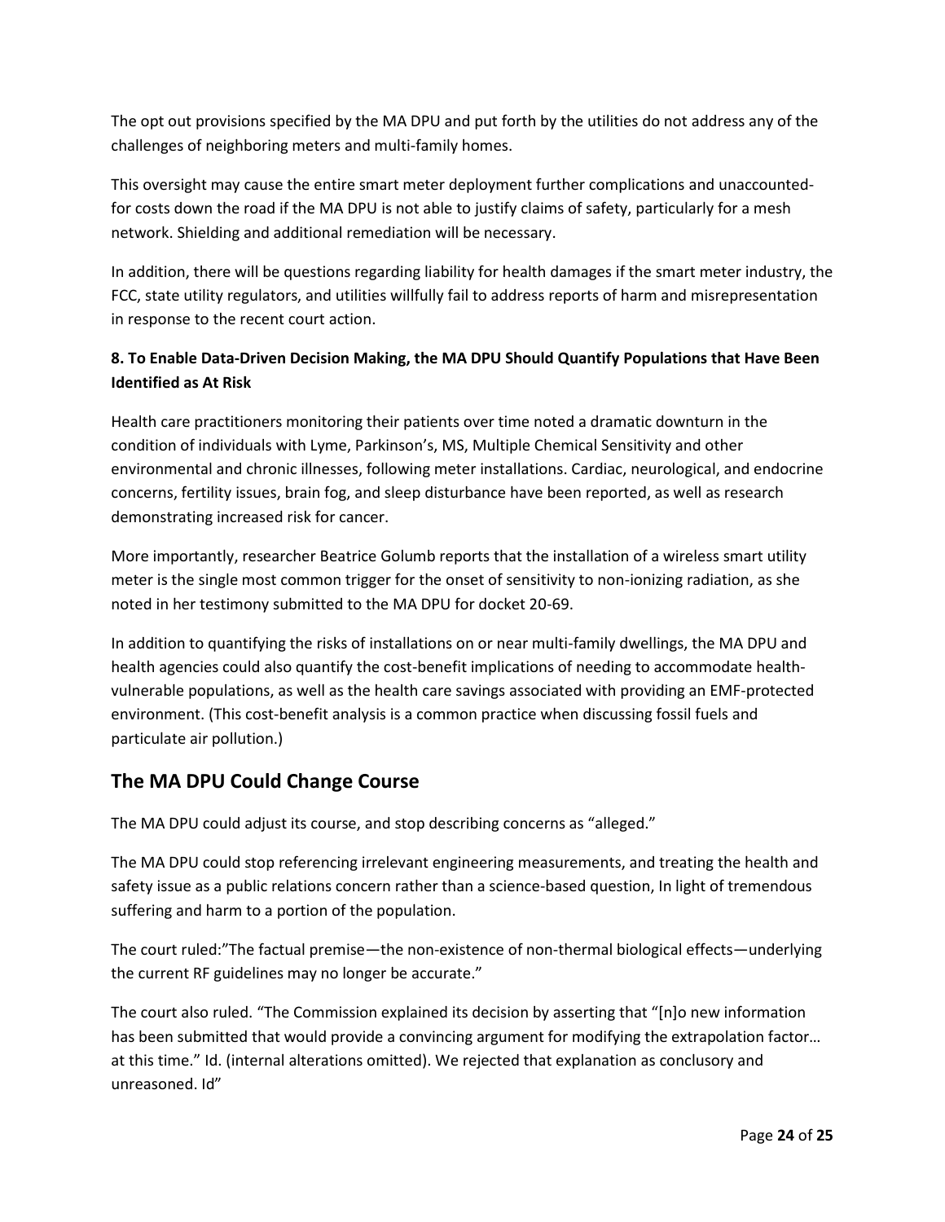The opt out provisions specified by the MA DPU and put forth by the utilities do not address any of the challenges of neighboring meters and multi-family homes.

This oversight may cause the entire smart meter deployment further complications and unaccounted-for costs down the road if the MA DPU is not able to justify claims of safety, particularly for a mesh network. Shielding and additional remediation will be necessary.

In addition, there will be questions regarding liability for health damages if the smart meter industry, the FCC, state utility regulators, and utilities willfully fail to address reports of harm and misrepresentation in response to the recent court action.

**8. To Enable Data-Driven Decision Making, the MA DPU Should Quantify Populations that Have Been Identified as At Risk**

Health care practitioners monitoring their patients over time noted a dramatic downturn in the condition of individuals with Lyme, Parkinson's, MS, Multiple Chemical Sensitivity and other environmental and chronic illnesses, following meter installations. Cardiac, neurological, and endocrine concerns, fertility issues, brain fog, and sleep disturbance have been reported, as well as research demonstrating increased risk for cancer.

More importantly, researcher Beatrice Golumb reports that the installation of a wireless smart utility meter is the single most common trigger for the onset of sensitivity to non-ionizing radiation, as she noted in her testimony submitted to the MA DPU for docket 20-69.

In addition to quantifying the risks of installations on or near multi-family dwellings, the MA DPU and health agencies could also quantify the cost-benefit implications of needing to accommodate health-vulnerable populations, as well as the health care savings associated with providing an EMF-protected environment. (This cost-benefit analysis is a common practice when discussing fossil fuels and particulate air pollution.)

## The MA DPU Could Change Course

The MA DPU could adjust its course, and stop describing concerns as "alleged."

The MA DPU could stop referencing irrelevant engineering measurements, and treating the health and safety issue as a public relations concern rather than a science-based question, In light of tremendous suffering and harm to a portion of the population.

The court ruled:"The factual premise—the non-existence of non-thermal biological effects—underlying the current RF guidelines may no longer be accurate."

The court also ruled. "The Commission explained its decision by asserting that "[n]o new information has been submitted that would provide a convincing argument for modifying the extrapolation factor… at this time." Id. (internal alterations omitted). We rejected that explanation as conclusory and unreasoned. Id"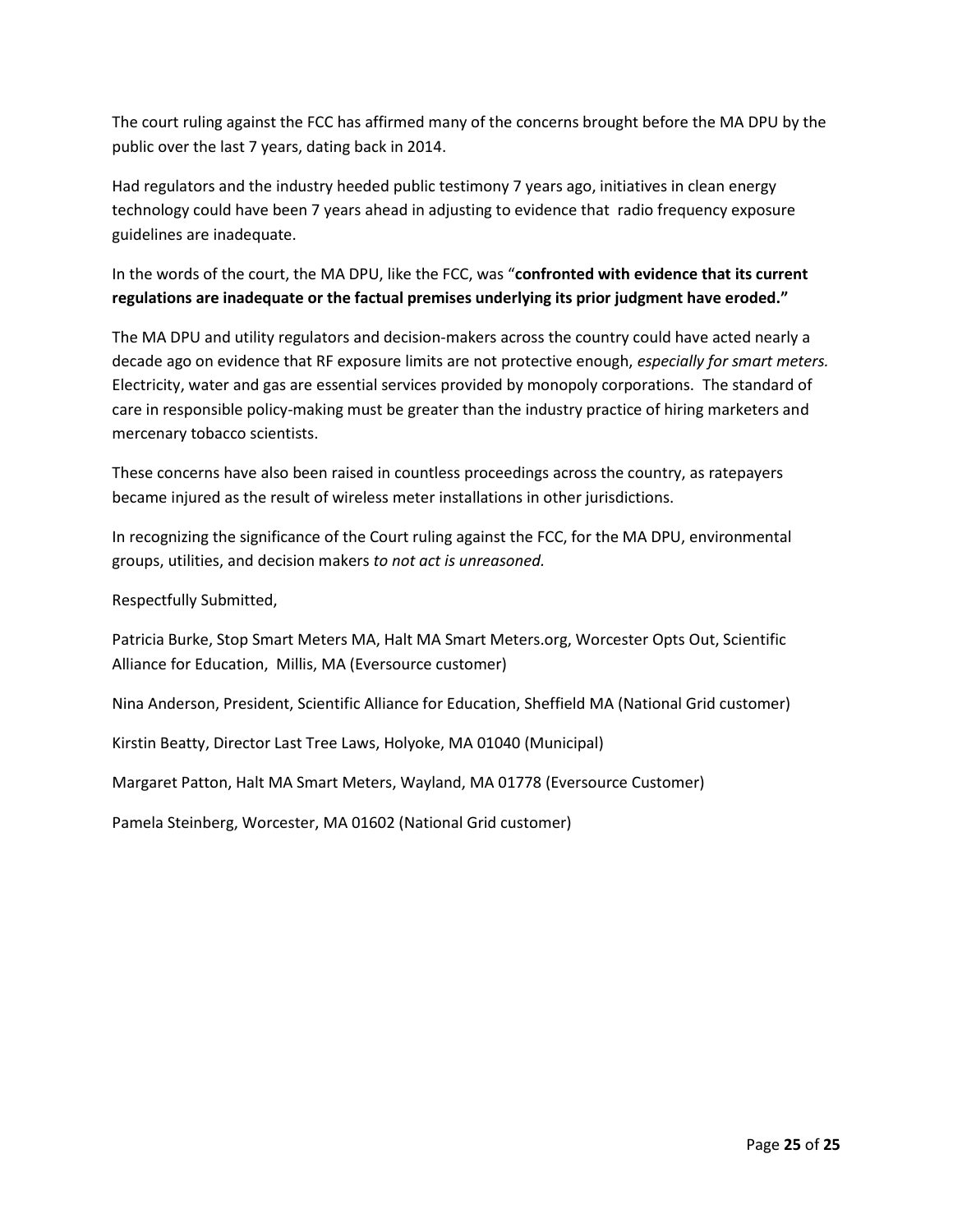The court ruling against the FCC has affirmed many of the concerns brought before the MA DPU by the public over the last 7 years, dating back in 2014.

Had regulators and the industry heeded public testimony 7 years ago, initiatives in clean energy technology could have been 7 years ahead in adjusting to evidence that radio frequency exposure guidelines are inadequate.

In the words of the court, the MA DPU, like the FCC, was "**confronted with evidence that its current regulations are inadequate or the factual premises underlying its prior judgment have eroded.**"

The MA DPU and utility regulators and decision-makers across the country could have acted nearly a decade ago on evidence that RF exposure limits are not protective enough, *especially for smart meters.* Electricity, water and gas are essential services provided by monopoly corporations. The standard of care in responsible policy-making must be greater than the industry practice of hiring marketers and mercenary tobacco scientists.

These concerns have also been raised in countless proceedings across the country, as ratepayers became injured as the result of wireless meter installations in other jurisdictions.

In recognizing the significance of the Court ruling against the FCC, for the MA DPU, environmental groups, utilities, and decision makers *to not act is unreasoned.*

Respectfully Submitted,

Patricia Burke, Stop Smart Meters MA, Halt MA Smart Meters.org, Worcester Opts Out, Scientific Alliance for Education, Millis, MA (Eversource customer)

Nina Anderson, President, Scientific Alliance for Education, Sheffield MA (National Grid customer)

Kirstin Beatty, Director Last Tree Laws, Holyoke, MA 01040 (Municipal)

Margaret Patton, Halt MA Smart Meters, Wayland, MA 01778 (Eversource Customer)

Pamela Steinberg, Worcester, MA 01602 (National Grid customer)